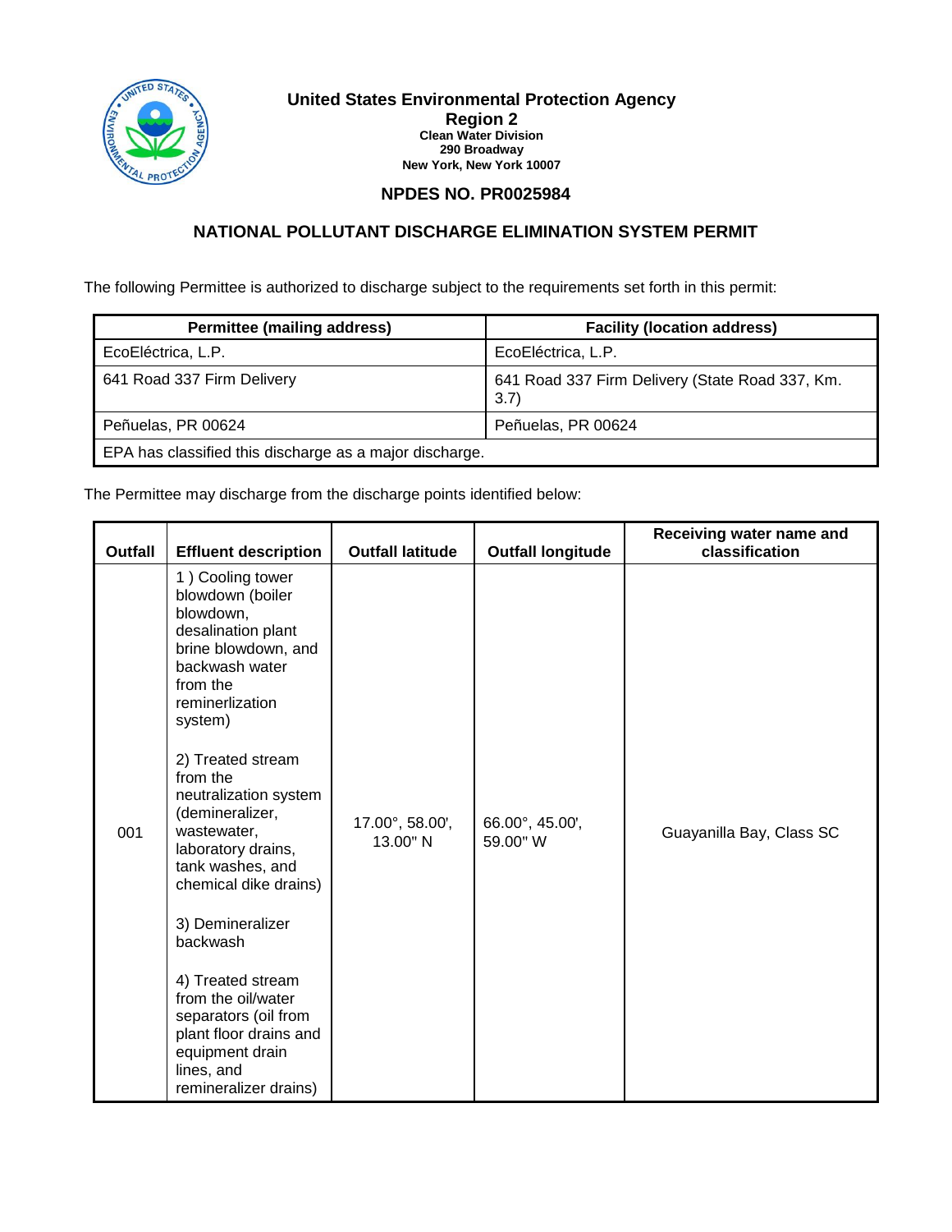**United States Environmental Protection Agency**
**Region 2**
**Clean Water Division**
**290 Broadway**
**New York, New York 10007**

## NPDES NO. PR0025984

# NATIONAL POLLUTANT DISCHARGE ELIMINATION SYSTEM PERMIT

The following Permittee is authorized to discharge subject to the requirements set forth in this permit:

| Permittee (mailing address) | Facility (location address) |
|---|---|
| EcoEléctrica, L.P. | EcoEléctrica, L.P. |
| 641 Road 337 Firm Delivery | 641 Road 337 Firm Delivery (State Road 337, Km. 3.7) |
| Peñuelas, PR 00624 | Peñuelas, PR 00624 |
| EPA has classified this discharge as a major discharge. | |

The Permittee may discharge from the discharge points identified below:

| Outfall | Effluent description | Outfall latitude | Outfall longitude | Receiving water name and classification |
|---|---|---|---|---|
| 001 | 1 ) Cooling tower blowdown (boiler blowdown, desalination plant brine blowdown, and backwash water from the reminerlization system)<br><br>2) Treated stream from the neutralization system (demineralizer, wastewater, laboratory drains, tank washes, and chemical dike drains)<br><br>3) Demineralizer backwash<br><br>4) Treated stream from the oil/water separators (oil from plant floor drains and equipment drain lines, and remineralizer drains) | 17.00°, 58.00', 13.00" N | 66.00°, 45.00', 59.00" W | Guayanilla Bay, Class SC |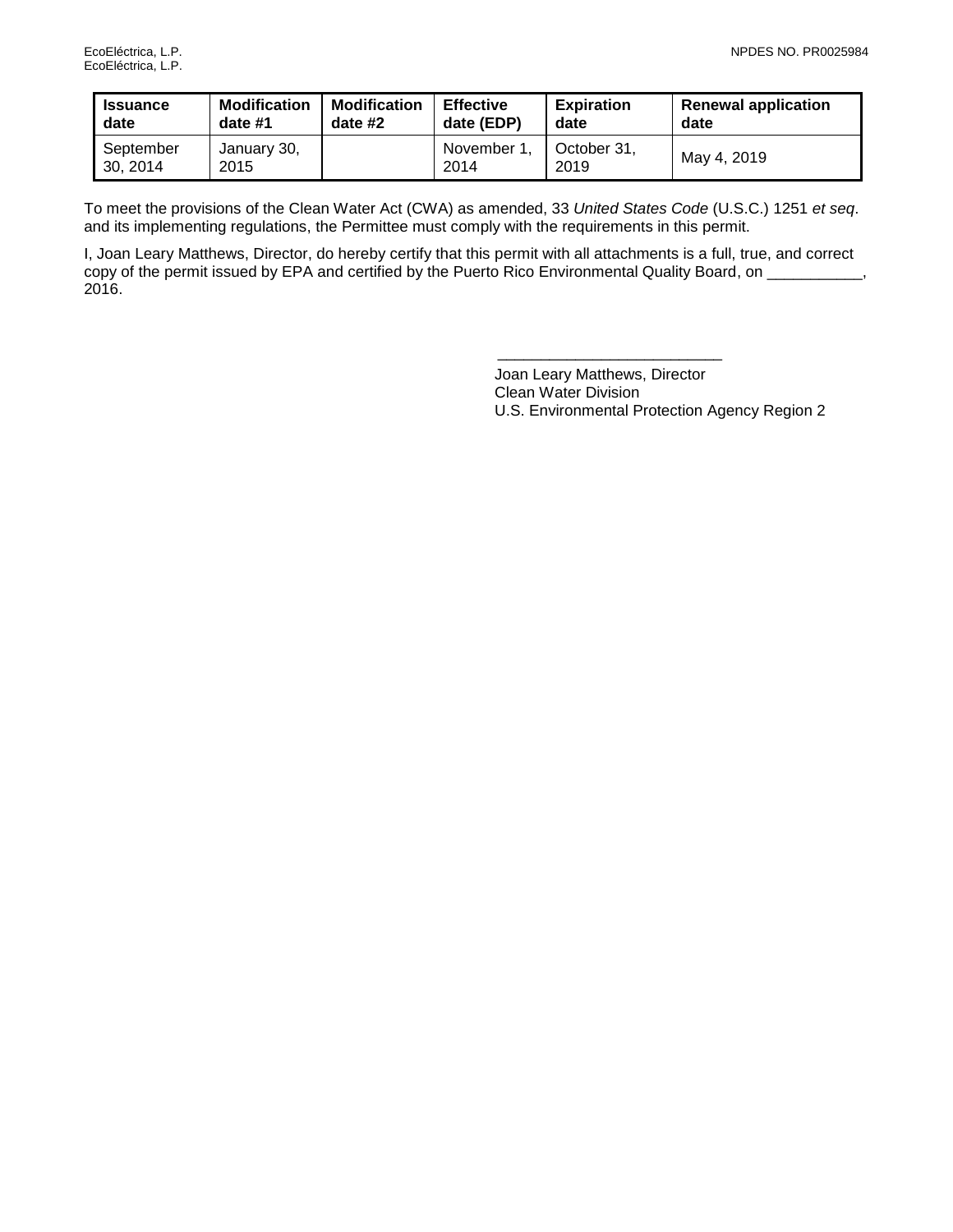| Issuance date | Modification date #1 | Modification date #2 | Effective date (EDP) | Expiration date | Renewal application date |
|---|---|---|---|---|---|
| September 30, 2014 | January 30, 2015 | | November 1, 2014 | October 31, 2019 | May 4, 2019 |

To meet the provisions of the Clean Water Act (CWA) as amended, 33 *United States Code* (U.S.C.) 1251 *et seq*. and its implementing regulations, the Permittee must comply with the requirements in this permit.

I, Joan Leary Matthews, Director, do hereby certify that this permit with all attachments is a full, true, and correct copy of the permit issued by EPA and certified by the Puerto Rico Environmental Quality Board, on ___________, 2016.

__________________________

Joan Leary Matthews, Director
Clean Water Division
U.S. Environmental Protection Agency Region 2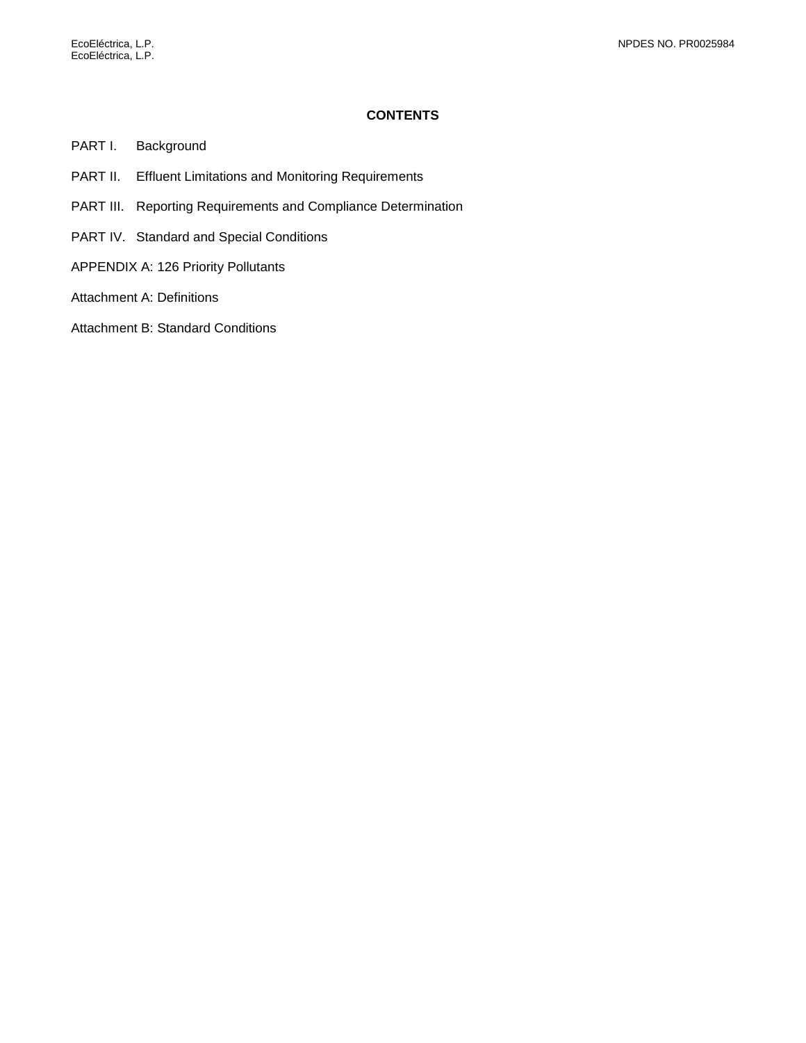## CONTENTS

PART I. Background

PART II. Effluent Limitations and Monitoring Requirements

PART III. Reporting Requirements and Compliance Determination

PART IV. Standard and Special Conditions

APPENDIX A: 126 Priority Pollutants

Attachment A: Definitions

Attachment B: Standard Conditions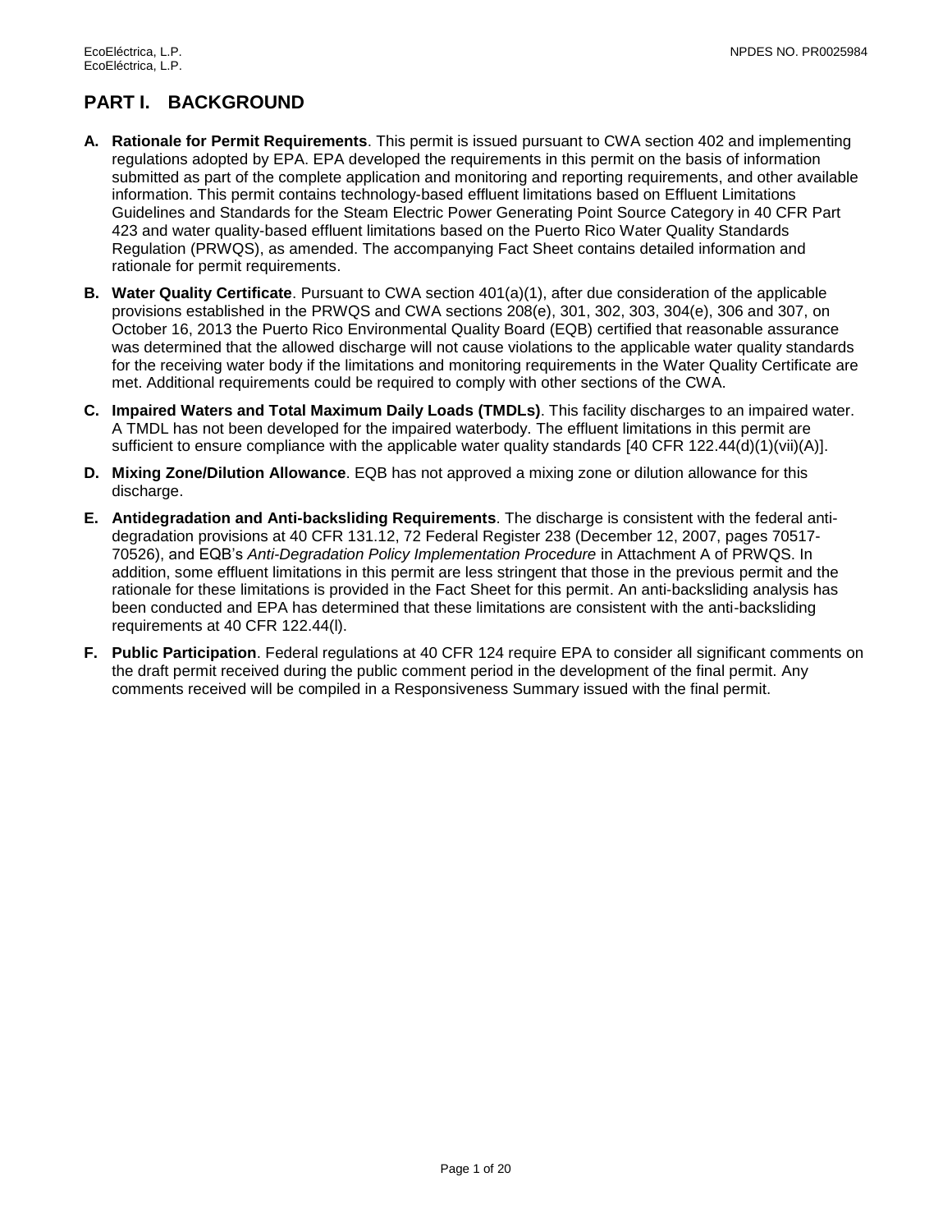# PART I. BACKGROUND

**A. Rationale for Permit Requirements**. This permit is issued pursuant to CWA section 402 and implementing regulations adopted by EPA. EPA developed the requirements in this permit on the basis of information submitted as part of the complete application and monitoring and reporting requirements, and other available information. This permit contains technology-based effluent limitations based on Effluent Limitations Guidelines and Standards for the Steam Electric Power Generating Point Source Category in 40 CFR Part 423 and water quality-based effluent limitations based on the Puerto Rico Water Quality Standards Regulation (PRWQS), as amended. The accompanying Fact Sheet contains detailed information and rationale for permit requirements.

**B. Water Quality Certificate**. Pursuant to CWA section 401(a)(1), after due consideration of the applicable provisions established in the PRWQS and CWA sections 208(e), 301, 302, 303, 304(e), 306 and 307, on October 16, 2013 the Puerto Rico Environmental Quality Board (EQB) certified that reasonable assurance was determined that the allowed discharge will not cause violations to the applicable water quality standards for the receiving water body if the limitations and monitoring requirements in the Water Quality Certificate are met. Additional requirements could be required to comply with other sections of the CWA.

**C. Impaired Waters and Total Maximum Daily Loads (TMDLs)**. This facility discharges to an impaired water. A TMDL has not been developed for the impaired waterbody. The effluent limitations in this permit are sufficient to ensure compliance with the applicable water quality standards [40 CFR 122.44(d)(1)(vii)(A)].

**D. Mixing Zone/Dilution Allowance**. EQB has not approved a mixing zone or dilution allowance for this discharge.

**E. Antidegradation and Anti-backsliding Requirements**. The discharge is consistent with the federal anti-degradation provisions at 40 CFR 131.12, 72 Federal Register 238 (December 12, 2007, pages 70517-70526), and EQB's *Anti-Degradation Policy Implementation Procedure* in Attachment A of PRWQS. In addition, some effluent limitations in this permit are less stringent that those in the previous permit and the rationale for these limitations is provided in the Fact Sheet for this permit. An anti-backsliding analysis has been conducted and EPA has determined that these limitations are consistent with the anti-backsliding requirements at 40 CFR 122.44(l).

**F. Public Participation**. Federal regulations at 40 CFR 124 require EPA to consider all significant comments on the draft permit received during the public comment period in the development of the final permit. Any comments received will be compiled in a Responsiveness Summary issued with the final permit.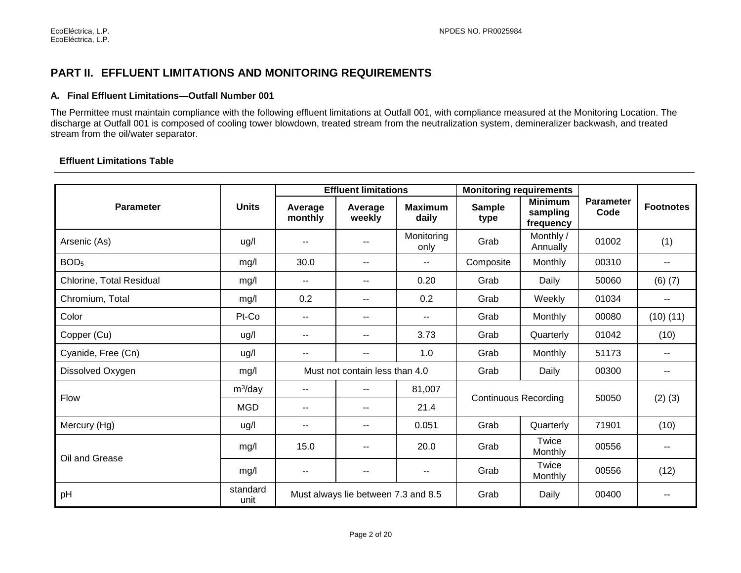## PART II. EFFLUENT LIMITATIONS AND MONITORING REQUIREMENTS

### A. Final Effluent Limitations—Outfall Number 001

The Permittee must maintain compliance with the following effluent limitations at Outfall 001, with compliance measured at the Monitoring Location. The discharge at Outfall 001 is composed of cooling tower blowdown, treated stream from the neutralization system, demineralizer backwash, and treated stream from the oil/water separator.

**Effluent Limitations Table**

| Parameter | Units | Effluent limitations | | | Monitoring requirements | | Parameter Code | Footnotes |
|---|---|---|---|---|---|---|---|---|
| | | Average monthly | Average weekly | Maximum daily | Sample type | Minimum sampling frequency | | |
| Arsenic (As) | ug/l | -- | -- | Monitoring only | Grab | Monthly / Annually | 01002 | (1) |
| $BOD_5$ | mg/l | 30.0 | -- | -- | Composite | Monthly | 00310 | -- |
| Chlorine, Total Residual | mg/l | -- | -- | 0.20 | Grab | Daily | 50060 | (6) (7) |
| Chromium, Total | mg/l | 0.2 | -- | 0.2 | Grab | Weekly | 01034 | -- |
| Color | Pt-Co | -- | -- | -- | Grab | Monthly | 00080 | (10) (11) |
| Copper (Cu) | ug/l | -- | -- | 3.73 | Grab | Quarterly | 01042 | (10) |
| Cyanide, Free (Cn) | ug/l | -- | -- | 1.0 | Grab | Monthly | 51173 | -- |
| Dissolved Oxygen | mg/l | Must not contain less than 4.0 | | | Grab | Daily | 00300 | -- |
| Flow | $m^3$/day | -- | -- | 81,007 | Continuous Recording | | 50050 | (2) (3) |
| | MGD | -- | -- | 21.4 | | | | |
| Mercury (Hg) | ug/l | -- | -- | 0.051 | Grab | Quarterly | 71901 | (10) |
| Oil and Grease | mg/l | 15.0 | -- | 20.0 | Grab | Twice Monthly | 00556 | -- |
| | mg/l | -- | -- | -- | Grab | Twice Monthly | 00556 | (12) |
| pH | standard unit | Must always lie between 7.3 and 8.5 | | | Grab | Daily | 00400 | -- |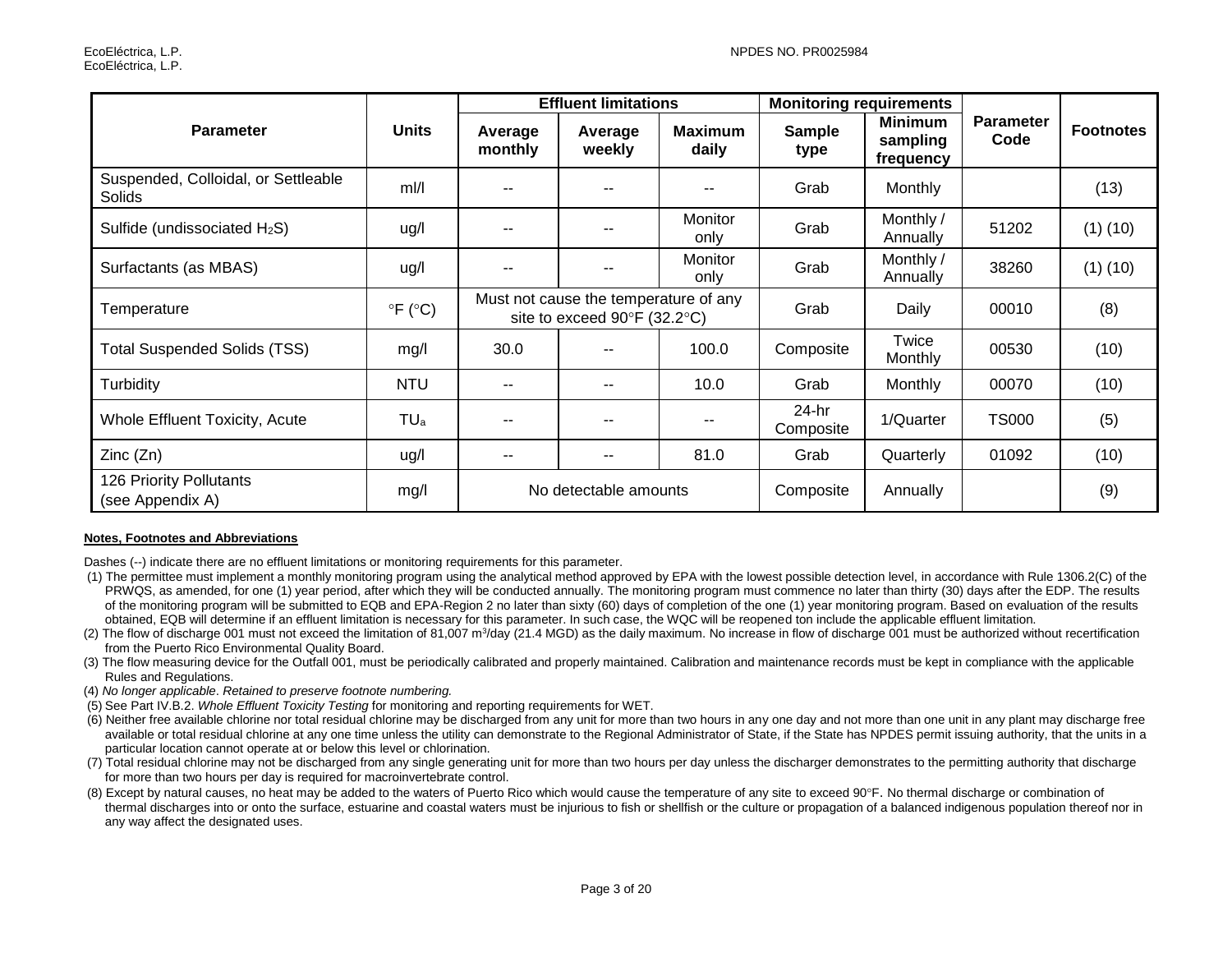| Parameter | Units | Effluent limitations | | | Monitoring requirements | | Parameter Code | Footnotes |
|---|---|---|---|---|---|---|---|---|
| | | Average monthly | Average weekly | Maximum daily | Sample type | Minimum sampling frequency | | |
| Suspended, Colloidal, or Settleable Solids | ml/l | -- | -- | -- | Grab | Monthly | | (13) |
| Sulfide (undissociated $H_2S$) | ug/l | -- | -- | Monitor only | Grab | Monthly / Annually | 51202 | (1) (10) |
| Surfactants (as MBAS) | ug/l | -- | -- | Monitor only | Grab | Monthly / Annually | 38260 | (1) (10) |
| Temperature | °F (°C) | Must not cause the temperature of any site to exceed 90°F (32.2°C) | | | Grab | Daily | 00010 | (8) |
| Total Suspended Solids (TSS) | mg/l | 30.0 | -- | 100.0 | Composite | Twice Monthly | 00530 | (10) |
| Turbidity | NTU | -- | -- | 10.0 | Grab | Monthly | 00070 | (10) |
| Whole Effluent Toxicity, Acute | $TU_a$ | -- | -- | -- | 24-hr Composite | 1/Quarter | TS000 | (5) |
| Zinc (Zn) | ug/l | -- | -- | 81.0 | Grab | Quarterly | 01092 | (10) |
| 126 Priority Pollutants (see Appendix A) | mg/l | No detectable amounts | | | Composite | Annually | | (9) |

**Notes, Footnotes and Abbreviations**

Dashes (--) indicate there are no effluent limitations or monitoring requirements for this parameter.

(1) The permittee must implement a monthly monitoring program using the analytical method approved by EPA with the lowest possible detection level, in accordance with Rule 1306.2(C) of the PRWQS, as amended, for one (1) year period, after which they will be conducted annually. The monitoring program must commence no later than thirty (30) days after the EDP. The results of the monitoring program will be submitted to EQB and EPA-Region 2 no later than sixty (60) days of completion of the one (1) year monitoring program. Based on evaluation of the results obtained, EQB will determine if an effluent limitation is necessary for this parameter. In such case, the WQC will be reopened ton include the applicable effluent limitation.

(2) The flow of discharge 001 must not exceed the limitation of 81,007 $m^3$/day (21.4 MGD) as the daily maximum. No increase in flow of discharge 001 must be authorized without recertification from the Puerto Rico Environmental Quality Board.

(3) The flow measuring device for the Outfall 001, must be periodically calibrated and properly maintained. Calibration and maintenance records must be kept in compliance with the applicable Rules and Regulations.

(4) *No longer applicable. Retained to preserve footnote numbering.*

(5) See Part IV.B.2. *Whole Effluent Toxicity Testing* for monitoring and reporting requirements for WET.

(6) Neither free available chlorine nor total residual chlorine may be discharged from any unit for more than two hours in any one day and not more than one unit in any plant may discharge free available or total residual chlorine at any one time unless the utility can demonstrate to the Regional Administrator of State, if the State has NPDES permit issuing authority, that the units in a particular location cannot operate at or below this level or chlorination.

(7) Total residual chlorine may not be discharged from any single generating unit for more than two hours per day unless the discharger demonstrates to the permitting authority that discharge for more than two hours per day is required for macroinvertebrate control.

(8) Except by natural causes, no heat may be added to the waters of Puerto Rico which would cause the temperature of any site to exceed 90°F. No thermal discharge or combination of thermal discharges into or onto the surface, estuarine and coastal waters must be injurious to fish or shellfish or the culture or propagation of a balanced indigenous population thereof nor in any way affect the designated uses.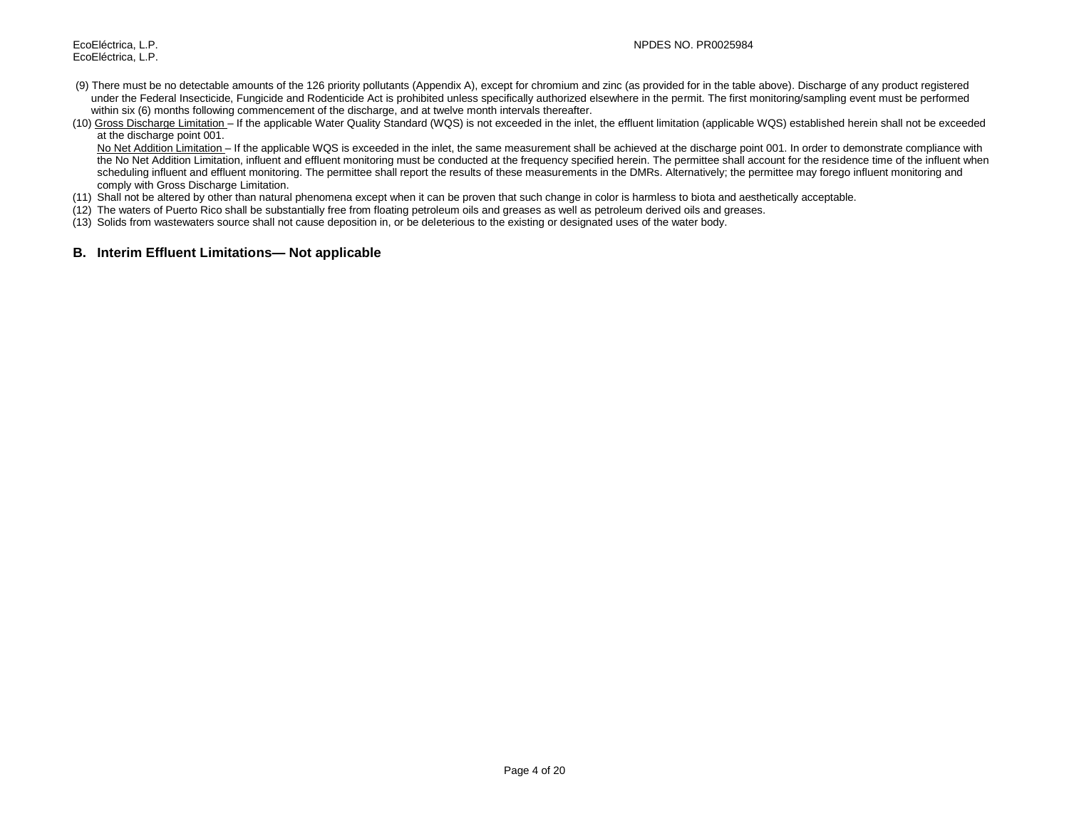(9) There must be no detectable amounts of the 126 priority pollutants (Appendix A), except for chromium and zinc (as provided for in the table above). Discharge of any product registered under the Federal Insecticide, Fungicide and Rodenticide Act is prohibited unless specifically authorized elsewhere in the permit. The first monitoring/sampling event must be performed within six (6) months following commencement of the discharge, and at twelve month intervals thereafter.

(10) Gross Discharge Limitation – If the applicable Water Quality Standard (WQS) is not exceeded in the inlet, the effluent limitation (applicable WQS) established herein shall not be exceeded at the discharge point 001.

No Net Addition Limitation – If the applicable WQS is exceeded in the inlet, the same measurement shall be achieved at the discharge point 001. In order to demonstrate compliance with the No Net Addition Limitation, influent and effluent monitoring must be conducted at the frequency specified herein. The permittee shall account for the residence time of the influent when scheduling influent and effluent monitoring. The permittee shall report the results of these measurements in the DMRs. Alternatively; the permittee may forego influent monitoring and comply with Gross Discharge Limitation.

(11) Shall not be altered by other than natural phenomena except when it can be proven that such change in color is harmless to biota and aesthetically acceptable.

(12) The waters of Puerto Rico shall be substantially free from floating petroleum oils and greases as well as petroleum derived oils and greases.

(13) Solids from wastewaters source shall not cause deposition in, or be deleterious to the existing or designated uses of the water body.

## B. Interim Effluent Limitations— Not applicable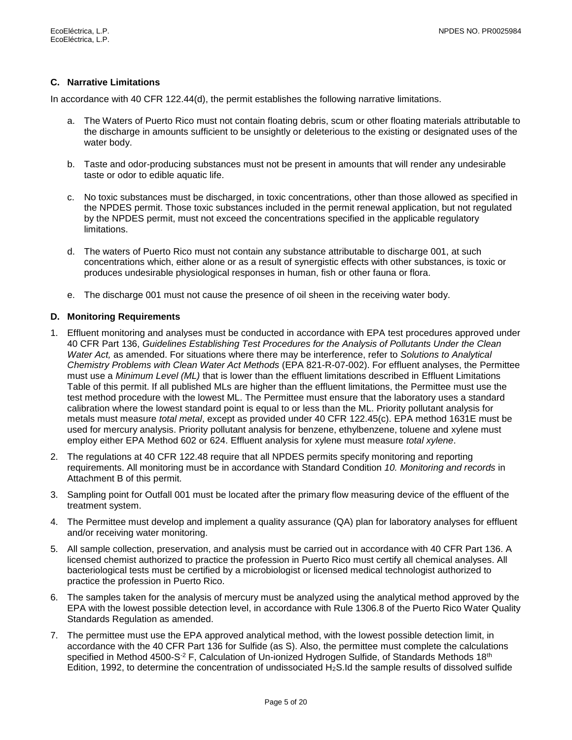### C. Narrative Limitations

In accordance with 40 CFR 122.44(d), the permit establishes the following narrative limitations.

a. The Waters of Puerto Rico must not contain floating debris, scum or other floating materials attributable to the discharge in amounts sufficient to be unsightly or deleterious to the existing or designated uses of the water body.

b. Taste and odor-producing substances must not be present in amounts that will render any undesirable taste or odor to edible aquatic life.

c. No toxic substances must be discharged, in toxic concentrations, other than those allowed as specified in the NPDES permit. Those toxic substances included in the permit renewal application, but not regulated by the NPDES permit, must not exceed the concentrations specified in the applicable regulatory limitations.

d. The waters of Puerto Rico must not contain any substance attributable to discharge 001, at such concentrations which, either alone or as a result of synergistic effects with other substances, is toxic or produces undesirable physiological responses in human, fish or other fauna or flora.

e. The discharge 001 must not cause the presence of oil sheen in the receiving water body.

### D. Monitoring Requirements

1. Effluent monitoring and analyses must be conducted in accordance with EPA test procedures approved under 40 CFR Part 136, *Guidelines Establishing Test Procedures for the Analysis of Pollutants Under the Clean Water Act,* as amended. For situations where there may be interference, refer to *Solutions to Analytical Chemistry Problems with Clean Water Act Methods* (EPA 821-R-07-002). For effluent analyses, the Permittee must use a *Minimum Level (ML)* that is lower than the effluent limitations described in Effluent Limitations Table of this permit. If all published MLs are higher than the effluent limitations, the Permittee must use the test method procedure with the lowest ML. The Permittee must ensure that the laboratory uses a standard calibration where the lowest standard point is equal to or less than the ML. Priority pollutant analysis for metals must measure *total metal*, except as provided under 40 CFR 122.45(c). EPA method 1631E must be used for mercury analysis. Priority pollutant analysis for benzene, ethylbenzene, toluene and xylene must employ either EPA Method 602 or 624. Effluent analysis for xylene must measure *total xylene*.

2. The regulations at 40 CFR 122.48 require that all NPDES permits specify monitoring and reporting requirements. All monitoring must be in accordance with Standard Condition *10. Monitoring and records* in Attachment B of this permit.

3. Sampling point for Outfall 001 must be located after the primary flow measuring device of the effluent of the treatment system.

4. The Permittee must develop and implement a quality assurance (QA) plan for laboratory analyses for effluent and/or receiving water monitoring.

5. All sample collection, preservation, and analysis must be carried out in accordance with 40 CFR Part 136. A licensed chemist authorized to practice the profession in Puerto Rico must certify all chemical analyses. All bacteriological tests must be certified by a microbiologist or licensed medical technologist authorized to practice the profession in Puerto Rico.

6. The samples taken for the analysis of mercury must be analyzed using the analytical method approved by the EPA with the lowest possible detection level, in accordance with Rule 1306.8 of the Puerto Rico Water Quality Standards Regulation as amended.

7. The permittee must use the EPA approved analytical method, with the lowest possible detection limit, in accordance with the 40 CFR Part 136 for Sulfide (as S). Also, the permittee must complete the calculations specified in Method 4500-$S^{-2}$ F, Calculation of Un-ionized Hydrogen Sulfide, of Standards Methods $18^{th}$ Edition, 1992, to determine the concentration of undissociated $H_2S$.Id the sample results of dissolved sulfide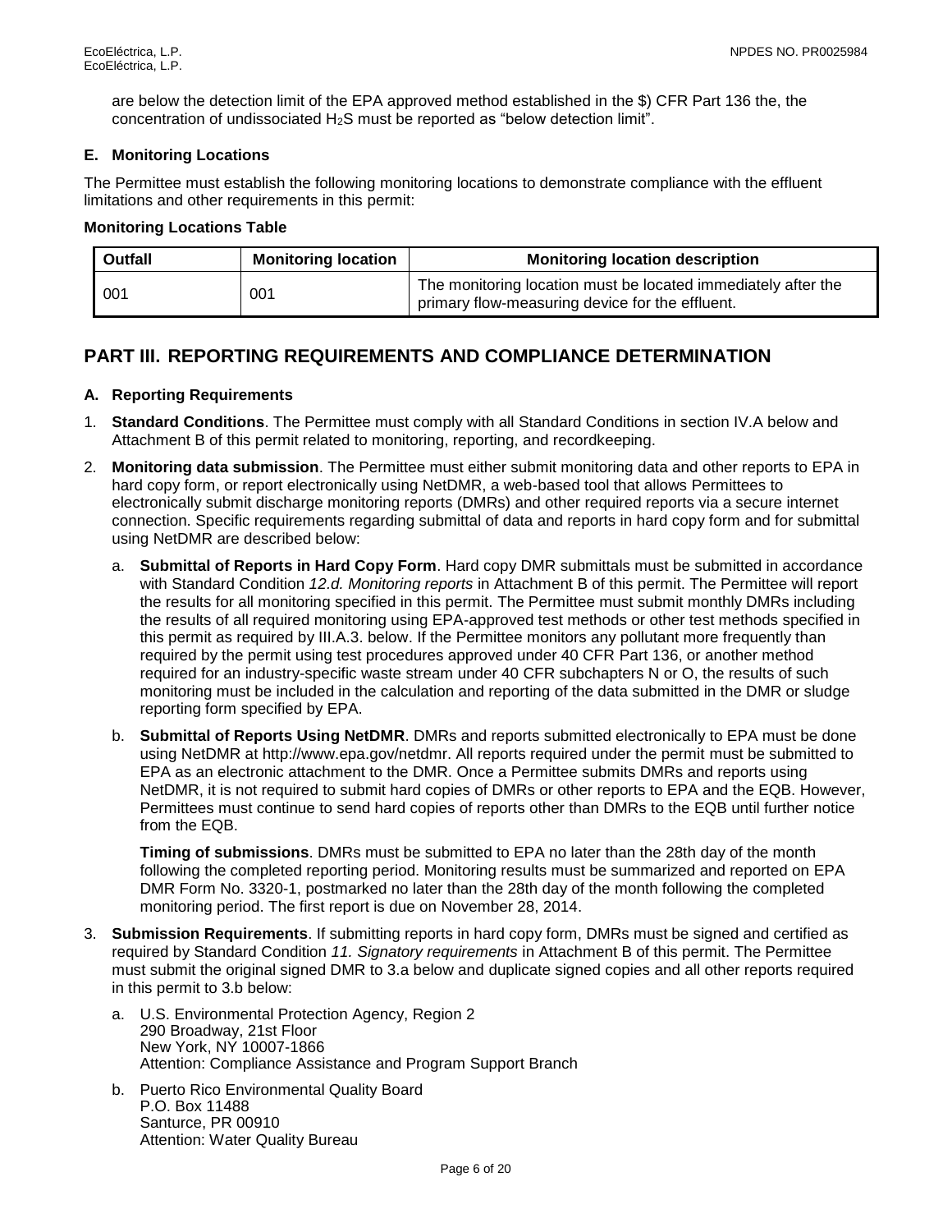are below the detection limit of the EPA approved method established in the $) CFR Part 136 the, the concentration of undissociated $H_2S$ must be reported as “below detection limit”.

### E. Monitoring Locations

The Permittee must establish the following monitoring locations to demonstrate compliance with the effluent limitations and other requirements in this permit:

**Monitoring Locations Table**

| Outfall | Monitoring location | Monitoring location description |
|---|---|---|
| 001 | 001 | The monitoring location must be located immediately after the primary flow-measuring device for the effluent. |

## PART III. REPORTING REQUIREMENTS AND COMPLIANCE DETERMINATION

### A. Reporting Requirements

1. **Standard Conditions**. The Permittee must comply with all Standard Conditions in section IV.A below and Attachment B of this permit related to monitoring, reporting, and recordkeeping.
2. **Monitoring data submission**. The Permittee must either submit monitoring data and other reports to EPA in hard copy form, or report electronically using NetDMR, a web-based tool that allows Permittees to electronically submit discharge monitoring reports (DMRs) and other required reports via a secure internet connection. Specific requirements regarding submittal of data and reports in hard copy form and for submittal using NetDMR are described below:
   a. **Submittal of Reports in Hard Copy Form**. Hard copy DMR submittals must be submitted in accordance with Standard Condition *12.d. Monitoring reports* in Attachment B of this permit. The Permittee will report the results for all monitoring specified in this permit. The Permittee must submit monthly DMRs including the results of all required monitoring using EPA-approved test methods or other test methods specified in this permit as required by III.A.3. below. If the Permittee monitors any pollutant more frequently than required by the permit using test procedures approved under 40 CFR Part 136, or another method required for an industry-specific waste stream under 40 CFR subchapters N or O, the results of such monitoring must be included in the calculation and reporting of the data submitted in the DMR or sludge reporting form specified by EPA.
   
   b. **Submittal of Reports Using NetDMR**. DMRs and reports submitted electronically to EPA must be done using NetDMR at http://www.epa.gov/netdmr. All reports required under the permit must be submitted to EPA as an electronic attachment to the DMR. Once a Permittee submits DMRs and reports using NetDMR, it is not required to submit hard copies of DMRs or other reports to EPA and the EQB. However, Permittees must continue to send hard copies of reports other than DMRs to the EQB until further notice from the EQB.

   **Timing of submissions**. DMRs must be submitted to EPA no later than the 28th day of the month following the completed reporting period. Monitoring results must be summarized and reported on EPA DMR Form No. 3320-1, postmarked no later than the 28th day of the month following the completed monitoring period. The first report is due on November 28, 2014.
3. **Submission Requirements**. If submitting reports in hard copy form, DMRs must be signed and certified as required by Standard Condition *11. Signatory requirements* in Attachment B of this permit. The Permittee must submit the original signed DMR to 3.a below and duplicate signed copies and all other reports required in this permit to 3.b below:
   a. U.S. Environmental Protection Agency, Region 2
      290 Broadway, 21st Floor
      New York, NY 10007-1866
      Attention: Compliance Assistance and Program Support Branch
   
   b. Puerto Rico Environmental Quality Board
      P.O. Box 11488
      Santurce, PR 00910
      Attention: Water Quality Bureau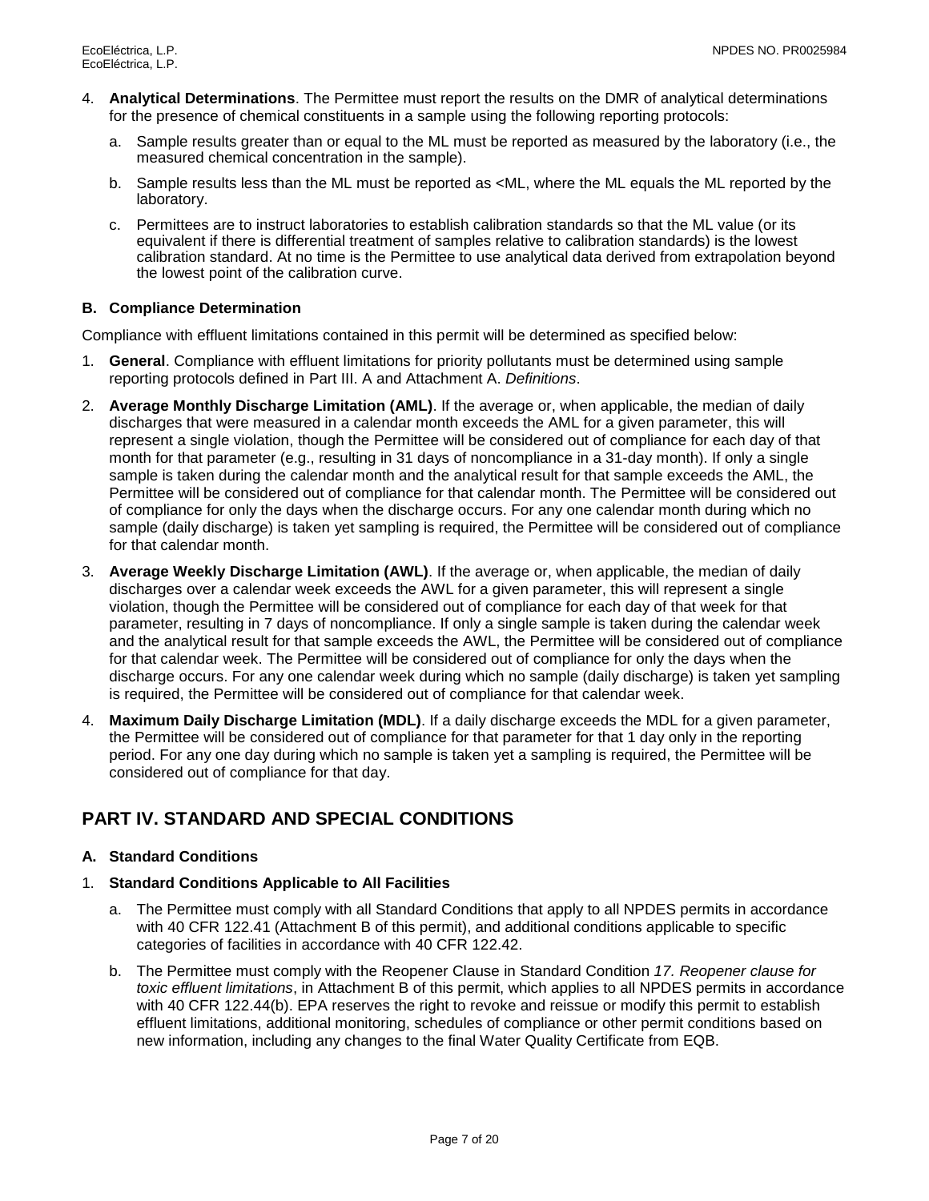4. **Analytical Determinations**. The Permittee must report the results on the DMR of analytical determinations for the presence of chemical constituents in a sample using the following reporting protocols:

   a. Sample results greater than or equal to the ML must be reported as measured by the laboratory (i.e., the measured chemical concentration in the sample).

   b. Sample results less than the ML must be reported as <ML, where the ML equals the ML reported by the laboratory.

   c. Permittees are to instruct laboratories to establish calibration standards so that the ML value (or its equivalent if there is differential treatment of samples relative to calibration standards) is the lowest calibration standard. At no time is the Permittee to use analytical data derived from extrapolation beyond the lowest point of the calibration curve.

### B. Compliance Determination

Compliance with effluent limitations contained in this permit will be determined as specified below:

1. **General**. Compliance with effluent limitations for priority pollutants must be determined using sample reporting protocols defined in Part III. A and Attachment A. *Definitions*.

2. **Average Monthly Discharge Limitation (AML)**. If the average or, when applicable, the median of daily discharges that were measured in a calendar month exceeds the AML for a given parameter, this will represent a single violation, though the Permittee will be considered out of compliance for each day of that month for that parameter (e.g., resulting in 31 days of noncompliance in a 31-day month). If only a single sample is taken during the calendar month and the analytical result for that sample exceeds the AML, the Permittee will be considered out of compliance for that calendar month. The Permittee will be considered out of compliance for only the days when the discharge occurs. For any one calendar month during which no sample (daily discharge) is taken yet sampling is required, the Permittee will be considered out of compliance for that calendar month.

3. **Average Weekly Discharge Limitation (AWL)**. If the average or, when applicable, the median of daily discharges over a calendar week exceeds the AWL for a given parameter, this will represent a single violation, though the Permittee will be considered out of compliance for each day of that week for that parameter, resulting in 7 days of noncompliance. If only a single sample is taken during the calendar week and the analytical result for that sample exceeds the AWL, the Permittee will be considered out of compliance for that calendar week. The Permittee will be considered out of compliance for only the days when the discharge occurs. For any one calendar week during which no sample (daily discharge) is taken yet sampling is required, the Permittee will be considered out of compliance for that calendar week.

4. **Maximum Daily Discharge Limitation (MDL)**. If a daily discharge exceeds the MDL for a given parameter, the Permittee will be considered out of compliance for that parameter for that 1 day only in the reporting period. For any one day during which no sample is taken yet a sampling is required, the Permittee will be considered out of compliance for that day.

## PART IV. STANDARD AND SPECIAL CONDITIONS

### A. Standard Conditions

1. **Standard Conditions Applicable to All Facilities**

   a. The Permittee must comply with all Standard Conditions that apply to all NPDES permits in accordance with 40 CFR 122.41 (Attachment B of this permit), and additional conditions applicable to specific categories of facilities in accordance with 40 CFR 122.42.

   b. The Permittee must comply with the Reopener Clause in Standard Condition *17. Reopener clause for toxic effluent limitations*, in Attachment B of this permit, which applies to all NPDES permits in accordance with 40 CFR 122.44(b). EPA reserves the right to revoke and reissue or modify this permit to establish effluent limitations, additional monitoring, schedules of compliance or other permit conditions based on new information, including any changes to the final Water Quality Certificate from EQB.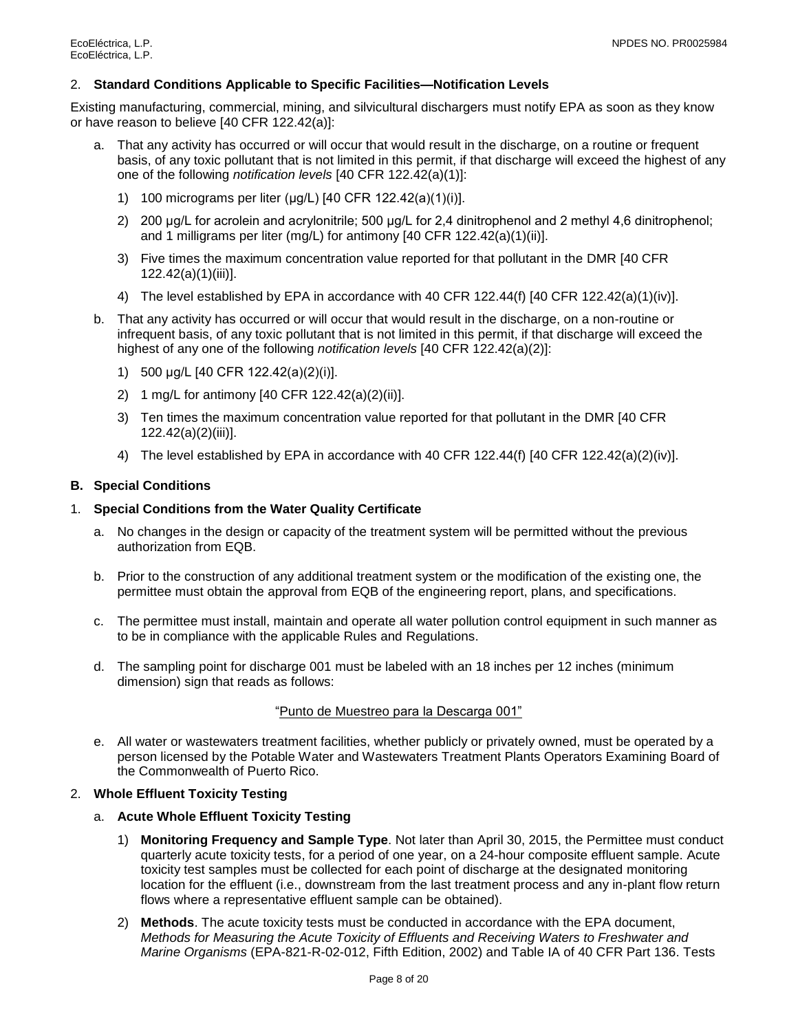2. **Standard Conditions Applicable to Specific Facilities—Notification Levels**

Existing manufacturing, commercial, mining, and silvicultural dischargers must notify EPA as soon as they know or have reason to believe [40 CFR 122.42(a)]:

a. That any activity has occurred or will occur that would result in the discharge, on a routine or frequent basis, of any toxic pollutant that is not limited in this permit, if that discharge will exceed the highest of any one of the following *notification levels* [40 CFR 122.42(a)(1)]:

   1) 100 micrograms per liter (µg/L) [40 CFR 122.42(a)(1)(i)].

   2) 200 µg/L for acrolein and acrylonitrile; 500 µg/L for 2,4 dinitrophenol and 2 methyl 4,6 dinitrophenol; and 1 milligrams per liter (mg/L) for antimony [40 CFR 122.42(a)(1)(ii)].

   3) Five times the maximum concentration value reported for that pollutant in the DMR [40 CFR 122.42(a)(1)(iii)].

   4) The level established by EPA in accordance with 40 CFR 122.44(f) [40 CFR 122.42(a)(1)(iv)].

b. That any activity has occurred or will occur that would result in the discharge, on a non-routine or infrequent basis, of any toxic pollutant that is not limited in this permit, if that discharge will exceed the highest of any one of the following *notification levels* [40 CFR 122.42(a)(2)]:

   1) 500 µg/L [40 CFR 122.42(a)(2)(i)].

   2) 1 mg/L for antimony [40 CFR 122.42(a)(2)(ii)].

   3) Ten times the maximum concentration value reported for that pollutant in the DMR [40 CFR 122.42(a)(2)(iii)].

   4) The level established by EPA in accordance with 40 CFR 122.44(f) [40 CFR 122.42(a)(2)(iv)].

**B. Special Conditions**

1. **Special Conditions from the Water Quality Certificate**

a. No changes in the design or capacity of the treatment system will be permitted without the previous authorization from EQB.

b. Prior to the construction of any additional treatment system or the modification of the existing one, the permittee must obtain the approval from EQB of the engineering report, plans, and specifications.

c. The permittee must install, maintain and operate all water pollution control equipment in such manner as to be in compliance with the applicable Rules and Regulations.

d. The sampling point for discharge 001 must be labeled with an 18 inches per 12 inches (minimum dimension) sign that reads as follows:

<u>"Punto de Muestreo para la Descarga 001"</u>

e. All water or wastewaters treatment facilities, whether publicly or privately owned, must be operated by a person licensed by the Potable Water and Wastewaters Treatment Plants Operators Examining Board of the Commonwealth of Puerto Rico.

2. **Whole Effluent Toxicity Testing**

a. **Acute Whole Effluent Toxicity Testing**

   1) **Monitoring Frequency and Sample Type**. Not later than April 30, 2015, the Permittee must conduct quarterly acute toxicity tests, for a period of one year, on a 24-hour composite effluent sample. Acute toxicity test samples must be collected for each point of discharge at the designated monitoring location for the effluent (i.e., downstream from the last treatment process and any in-plant flow return flows where a representative effluent sample can be obtained).

   2) **Methods**. The acute toxicity tests must be conducted in accordance with the EPA document, *Methods for Measuring the Acute Toxicity of Effluents and Receiving Waters to Freshwater and Marine Organisms* (EPA-821-R-02-012, Fifth Edition, 2002) and Table IA of 40 CFR Part 136. Tests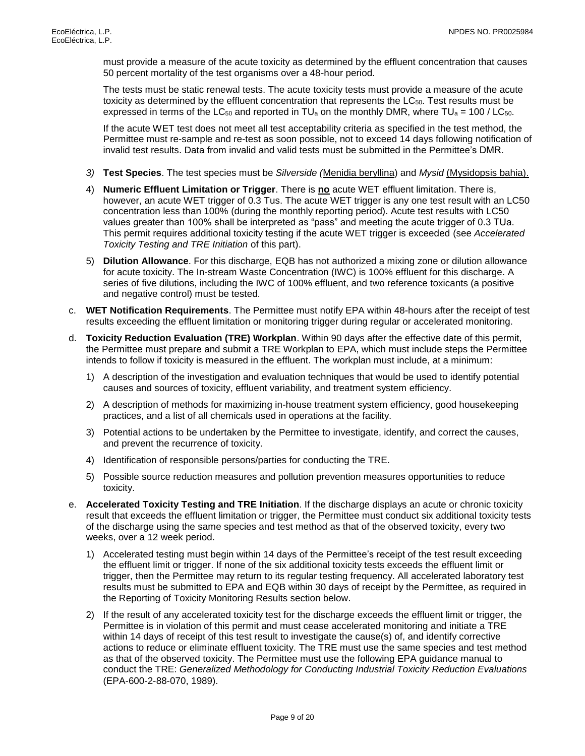must provide a measure of the acute toxicity as determined by the effluent concentration that causes 50 percent mortality of the test organisms over a 48-hour period.

The tests must be static renewal tests. The acute toxicity tests must provide a measure of the acute toxicity as determined by the effluent concentration that represents the $LC_{50}$. Test results must be expressed in terms of the $LC_{50}$ and reported in $TU_a$ on the monthly DMR, where $TU_a = 100 / LC_{50}$.

If the acute WET test does not meet all test acceptability criteria as specified in the test method, the Permittee must re-sample and re-test as soon possible, not to exceed 14 days following notification of invalid test results. Data from invalid and valid tests must be submitted in the Permittee's DMR.

*3)* **Test Species**. The test species must be *Silverside (*Menidia beryllina) and *Mysid* (Mysidopsis bahia).

4) **Numeric Effluent Limitation or Trigger**. There is **no** acute WET effluent limitation. There is, however, an acute WET trigger of 0.3 Tus. The acute WET trigger is any one test result with an LC50 concentration less than 100% (during the monthly reporting period). Acute test results with LC50 values greater than 100% shall be interpreted as "pass" and meeting the acute trigger of 0.3 TUa. This permit requires additional toxicity testing if the acute WET trigger is exceeded (see *Accelerated Toxicity Testing and TRE Initiation* of this part).

5) **Dilution Allowance**. For this discharge, EQB has not authorized a mixing zone or dilution allowance for acute toxicity. The In-stream Waste Concentration (IWC) is 100% effluent for this discharge. A series of five dilutions, including the IWC of 100% effluent, and two reference toxicants (a positive and negative control) must be tested.

c. **WET Notification Requirements**. The Permittee must notify EPA within 48-hours after the receipt of test results exceeding the effluent limitation or monitoring trigger during regular or accelerated monitoring.

d. **Toxicity Reduction Evaluation (TRE) Workplan**. Within 90 days after the effective date of this permit, the Permittee must prepare and submit a TRE Workplan to EPA, which must include steps the Permittee intends to follow if toxicity is measured in the effluent. The workplan must include, at a minimum:

1) A description of the investigation and evaluation techniques that would be used to identify potential causes and sources of toxicity, effluent variability, and treatment system efficiency.

2) A description of methods for maximizing in-house treatment system efficiency, good housekeeping practices, and a list of all chemicals used in operations at the facility.

3) Potential actions to be undertaken by the Permittee to investigate, identify, and correct the causes, and prevent the recurrence of toxicity.

4) Identification of responsible persons/parties for conducting the TRE.

5) Possible source reduction measures and pollution prevention measures opportunities to reduce toxicity.

e. **Accelerated Toxicity Testing and TRE Initiation**. If the discharge displays an acute or chronic toxicity result that exceeds the effluent limitation or trigger, the Permittee must conduct six additional toxicity tests of the discharge using the same species and test method as that of the observed toxicity, every two weeks, over a 12 week period.

1) Accelerated testing must begin within 14 days of the Permittee's receipt of the test result exceeding the effluent limit or trigger. If none of the six additional toxicity tests exceeds the effluent limit or trigger, then the Permittee may return to its regular testing frequency. All accelerated laboratory test results must be submitted to EPA and EQB within 30 days of receipt by the Permittee, as required in the Reporting of Toxicity Monitoring Results section below.

2) If the result of any accelerated toxicity test for the discharge exceeds the effluent limit or trigger, the Permittee is in violation of this permit and must cease accelerated monitoring and initiate a TRE within 14 days of receipt of this test result to investigate the cause(s) of, and identify corrective actions to reduce or eliminate effluent toxicity. The TRE must use the same species and test method as that of the observed toxicity. The Permittee must use the following EPA guidance manual to conduct the TRE: *Generalized Methodology for Conducting Industrial Toxicity Reduction Evaluations* (EPA-600-2-88-070, 1989).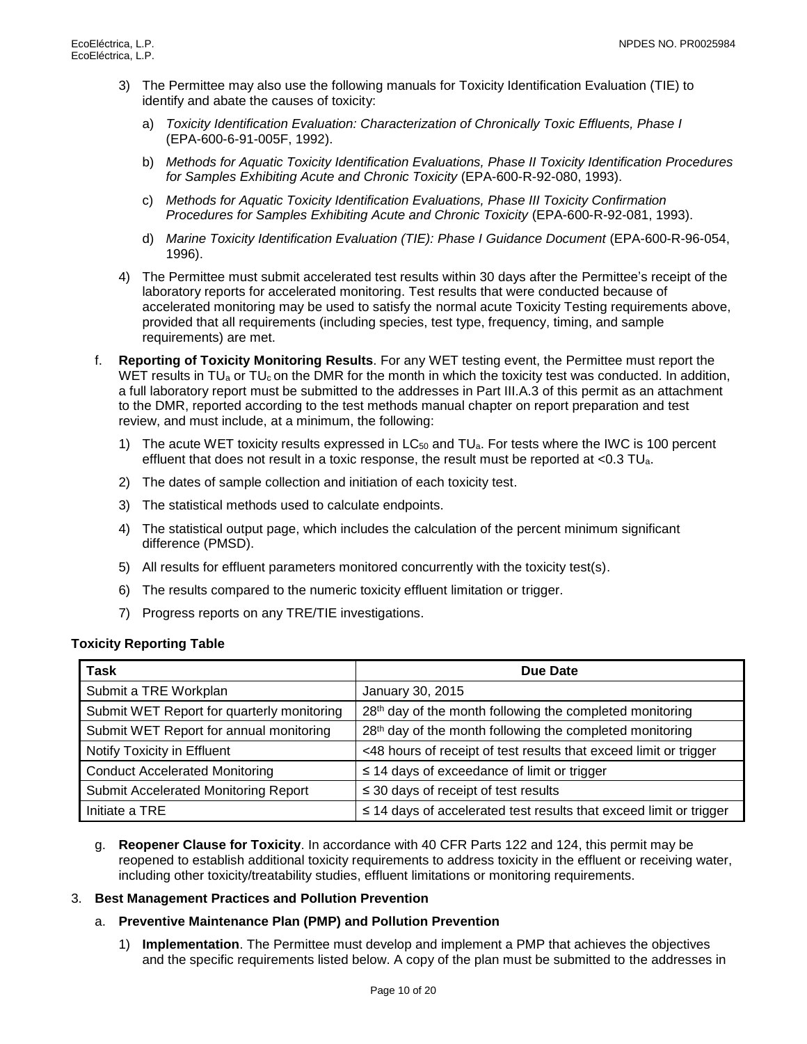3) The Permittee may also use the following manuals for Toxicity Identification Evaluation (TIE) to identify and abate the causes of toxicity:

   a) *Toxicity Identification Evaluation: Characterization of Chronically Toxic Effluents, Phase I* (EPA-600-6-91-005F, 1992).

   b) *Methods for Aquatic Toxicity Identification Evaluations, Phase II Toxicity Identification Procedures for Samples Exhibiting Acute and Chronic Toxicity* (EPA-600-R-92-080, 1993).

   c) *Methods for Aquatic Toxicity Identification Evaluations, Phase III Toxicity Confirmation Procedures for Samples Exhibiting Acute and Chronic Toxicity* (EPA-600-R-92-081, 1993).

   d) *Marine Toxicity Identification Evaluation (TIE): Phase I Guidance Document* (EPA-600-R-96-054, 1996).

4) The Permittee must submit accelerated test results within 30 days after the Permittee's receipt of the laboratory reports for accelerated monitoring. Test results that were conducted because of accelerated monitoring may be used to satisfy the normal acute Toxicity Testing requirements above, provided that all requirements (including species, test type, frequency, timing, and sample requirements) are met.

f. **Reporting of Toxicity Monitoring Results**. For any WET testing event, the Permittee must report the WET results in $TU_a$ or $TU_c$ on the DMR for the month in which the toxicity test was conducted. In addition, a full laboratory report must be submitted to the addresses in Part III.A.3 of this permit as an attachment to the DMR, reported according to the test methods manual chapter on report preparation and test review, and must include, at a minimum, the following:

   1) The acute WET toxicity results expressed in $LC_{50}$ and $TU_a$. For tests where the IWC is 100 percent effluent that does not result in a toxic response, the result must be reported at <0.3 $TU_a$.

   2) The dates of sample collection and initiation of each toxicity test.

   3) The statistical methods used to calculate endpoints.

   4) The statistical output page, which includes the calculation of the percent minimum significant difference (PMSD).

   5) All results for effluent parameters monitored concurrently with the toxicity test(s).

   6) The results compared to the numeric toxicity effluent limitation or trigger.

   7) Progress reports on any TRE/TIE investigations.

**Toxicity Reporting Table**

| Task | Due Date |
|---|---|
| Submit a TRE Workplan | January 30, 2015 |
| Submit WET Report for quarterly monitoring | 28th day of the month following the completed monitoring |
| Submit WET Report for annual monitoring | 28th day of the month following the completed monitoring |
| Notify Toxicity in Effluent | <48 hours of receipt of test results that exceed limit or trigger |
| Conduct Accelerated Monitoring | ≤ 14 days of exceedance of limit or trigger |
| Submit Accelerated Monitoring Report | ≤ 30 days of receipt of test results |
| Initiate a TRE | ≤ 14 days of accelerated test results that exceed limit or trigger |

g. **Reopener Clause for Toxicity**. In accordance with 40 CFR Parts 122 and 124, this permit may be reopened to establish additional toxicity requirements to address toxicity in the effluent or receiving water, including other toxicity/treatability studies, effluent limitations or monitoring requirements.

3. **Best Management Practices and Pollution Prevention**

   a. **Preventive Maintenance Plan (PMP) and Pollution Prevention**

      1) **Implementation**. The Permittee must develop and implement a PMP that achieves the objectives and the specific requirements listed below. A copy of the plan must be submitted to the addresses in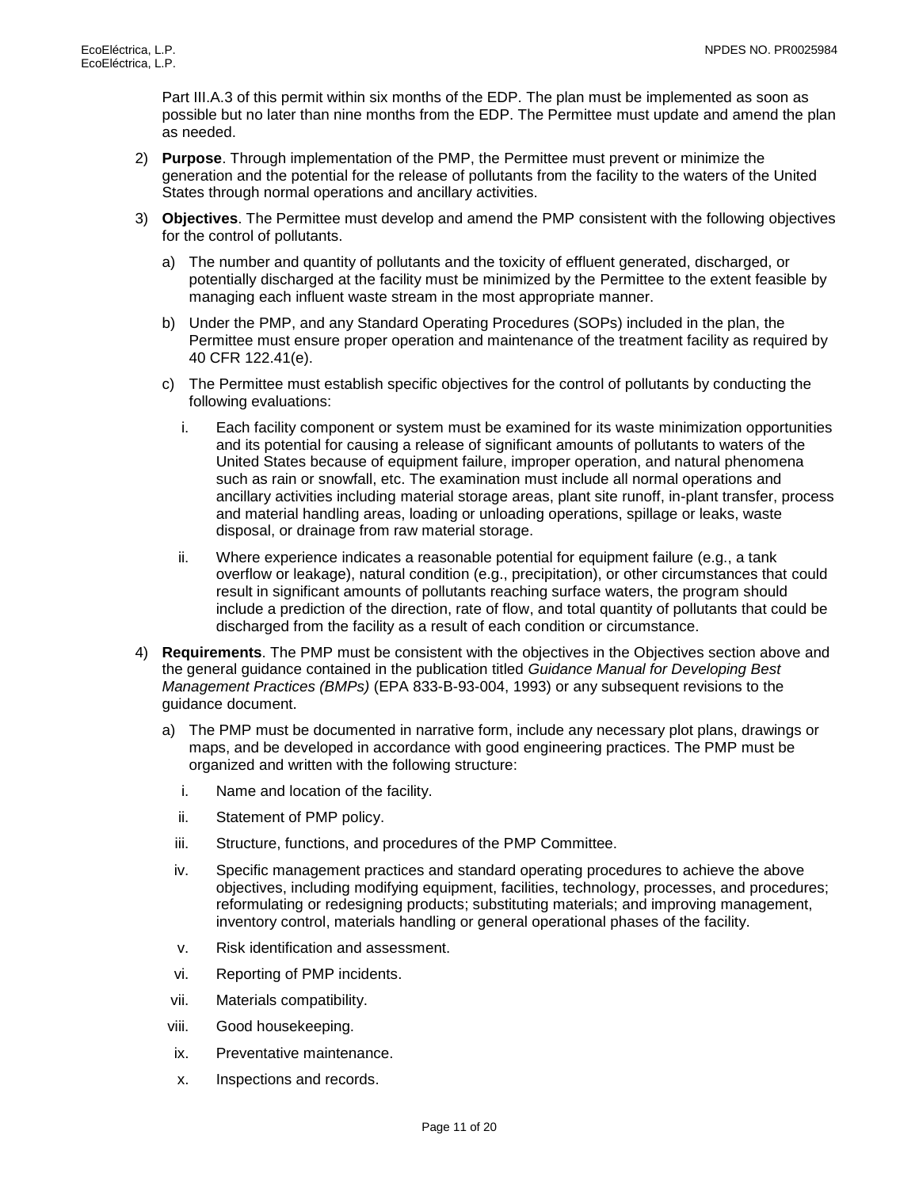Part III.A.3 of this permit within six months of the EDP. The plan must be implemented as soon as possible but no later than nine months from the EDP. The Permittee must update and amend the plan as needed.

2) **Purpose**. Through implementation of the PMP, the Permittee must prevent or minimize the generation and the potential for the release of pollutants from the facility to the waters of the United States through normal operations and ancillary activities.

3) **Objectives**. The Permittee must develop and amend the PMP consistent with the following objectives for the control of pollutants.

   a) The number and quantity of pollutants and the toxicity of effluent generated, discharged, or potentially discharged at the facility must be minimized by the Permittee to the extent feasible by managing each influent waste stream in the most appropriate manner.

   b) Under the PMP, and any Standard Operating Procedures (SOPs) included in the plan, the Permittee must ensure proper operation and maintenance of the treatment facility as required by 40 CFR 122.41(e).

   c) The Permittee must establish specific objectives for the control of pollutants by conducting the following evaluations:

      i. Each facility component or system must be examined for its waste minimization opportunities and its potential for causing a release of significant amounts of pollutants to waters of the United States because of equipment failure, improper operation, and natural phenomena such as rain or snowfall, etc. The examination must include all normal operations and ancillary activities including material storage areas, plant site runoff, in-plant transfer, process and material handling areas, loading or unloading operations, spillage or leaks, waste disposal, or drainage from raw material storage.

      ii. Where experience indicates a reasonable potential for equipment failure (e.g., a tank overflow or leakage), natural condition (e.g., precipitation), or other circumstances that could result in significant amounts of pollutants reaching surface waters, the program should include a prediction of the direction, rate of flow, and total quantity of pollutants that could be discharged from the facility as a result of each condition or circumstance.

4) **Requirements**. The PMP must be consistent with the objectives in the Objectives section above and the general guidance contained in the publication titled *Guidance Manual for Developing Best Management Practices (BMPs)* (EPA 833-B-93-004, 1993) or any subsequent revisions to the guidance document.

   a) The PMP must be documented in narrative form, include any necessary plot plans, drawings or maps, and be developed in accordance with good engineering practices. The PMP must be organized and written with the following structure:

      i. Name and location of the facility.

      ii. Statement of PMP policy.

      iii. Structure, functions, and procedures of the PMP Committee.

      iv. Specific management practices and standard operating procedures to achieve the above objectives, including modifying equipment, facilities, technology, processes, and procedures; reformulating or redesigning products; substituting materials; and improving management, inventory control, materials handling or general operational phases of the facility.

      v. Risk identification and assessment.

      vi. Reporting of PMP incidents.

      vii. Materials compatibility.

      viii. Good housekeeping.

      ix. Preventative maintenance.

      x. Inspections and records.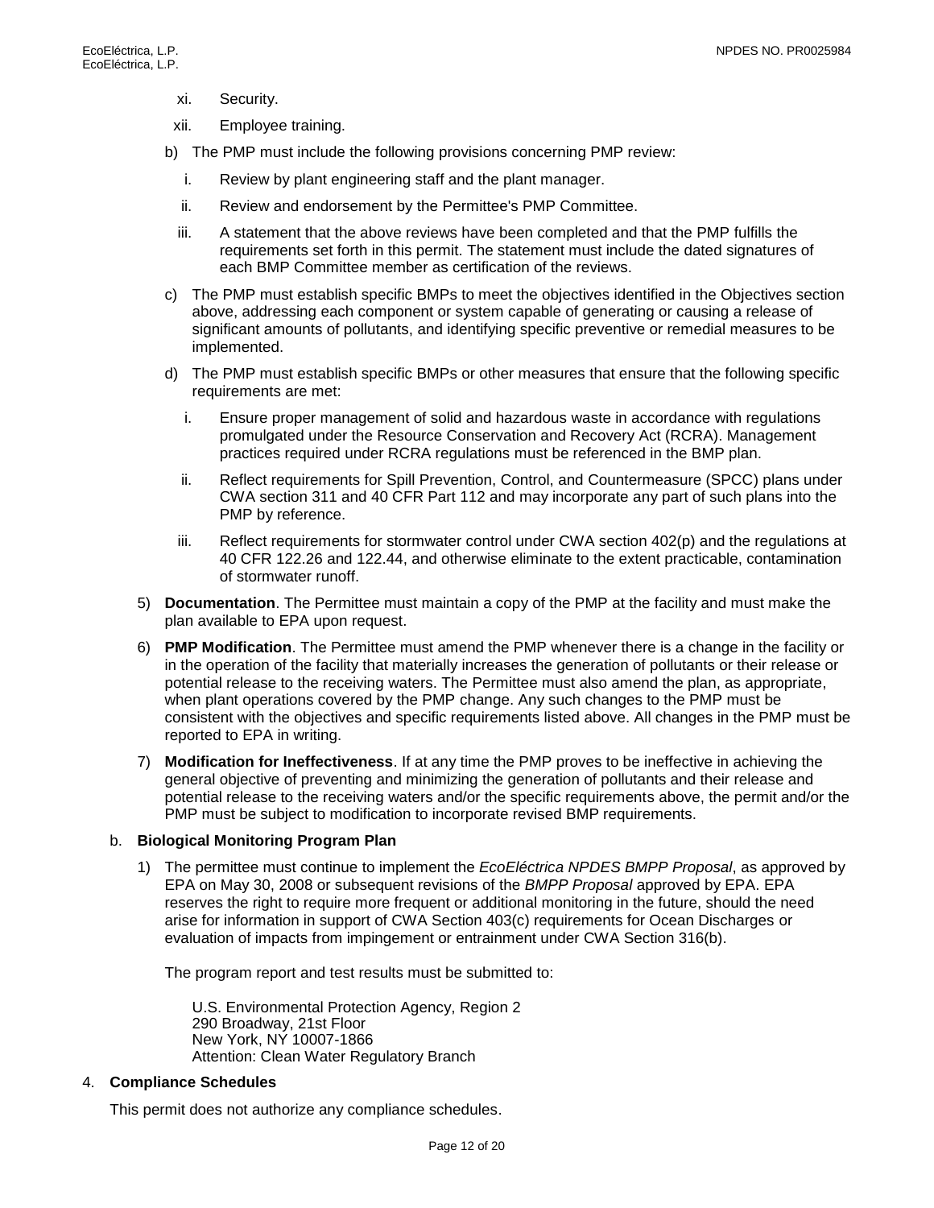xi. Security.

   xii. Employee training.

b) The PMP must include the following provisions concerning PMP review:

   i. Review by plant engineering staff and the plant manager.

   ii. Review and endorsement by the Permittee's PMP Committee.

   iii. A statement that the above reviews have been completed and that the PMP fulfills the requirements set forth in this permit. The statement must include the dated signatures of each BMP Committee member as certification of the reviews.

c) The PMP must establish specific BMPs to meet the objectives identified in the Objectives section above, addressing each component or system capable of generating or causing a release of significant amounts of pollutants, and identifying specific preventive or remedial measures to be implemented.

d) The PMP must establish specific BMPs or other measures that ensure that the following specific requirements are met:

   i. Ensure proper management of solid and hazardous waste in accordance with regulations promulgated under the Resource Conservation and Recovery Act (RCRA). Management practices required under RCRA regulations must be referenced in the BMP plan.

   ii. Reflect requirements for Spill Prevention, Control, and Countermeasure (SPCC) plans under CWA section 311 and 40 CFR Part 112 and may incorporate any part of such plans into the PMP by reference.

   iii. Reflect requirements for stormwater control under CWA section 402(p) and the regulations at 40 CFR 122.26 and 122.44, and otherwise eliminate to the extent practicable, contamination of stormwater runoff.

5) **Documentation**. The Permittee must maintain a copy of the PMP at the facility and must make the plan available to EPA upon request.

6) **PMP Modification**. The Permittee must amend the PMP whenever there is a change in the facility or in the operation of the facility that materially increases the generation of pollutants or their release or potential release to the receiving waters. The Permittee must also amend the plan, as appropriate, when plant operations covered by the PMP change. Any such changes to the PMP must be consistent with the objectives and specific requirements listed above. All changes in the PMP must be reported to EPA in writing.

7) **Modification for Ineffectiveness**. If at any time the PMP proves to be ineffective in achieving the general objective of preventing and minimizing the generation of pollutants and their release and potential release to the receiving waters and/or the specific requirements above, the permit and/or the PMP must be subject to modification to incorporate revised BMP requirements.

b. **Biological Monitoring Program Plan**

1) The permittee must continue to implement the *EcoEléctrica NPDES BMPP Proposal*, as approved by EPA on May 30, 2008 or subsequent revisions of the *BMPP Proposal* approved by EPA. EPA reserves the right to require more frequent or additional monitoring in the future, should the need arise for information in support of CWA Section 403(c) requirements for Ocean Discharges or evaluation of impacts from impingement or entrainment under CWA Section 316(b).

   The program report and test results must be submitted to:

   U.S. Environmental Protection Agency, Region 2
   290 Broadway, 21st Floor
   New York, NY 10007-1866
   Attention: Clean Water Regulatory Branch

4. **Compliance Schedules**

This permit does not authorize any compliance schedules.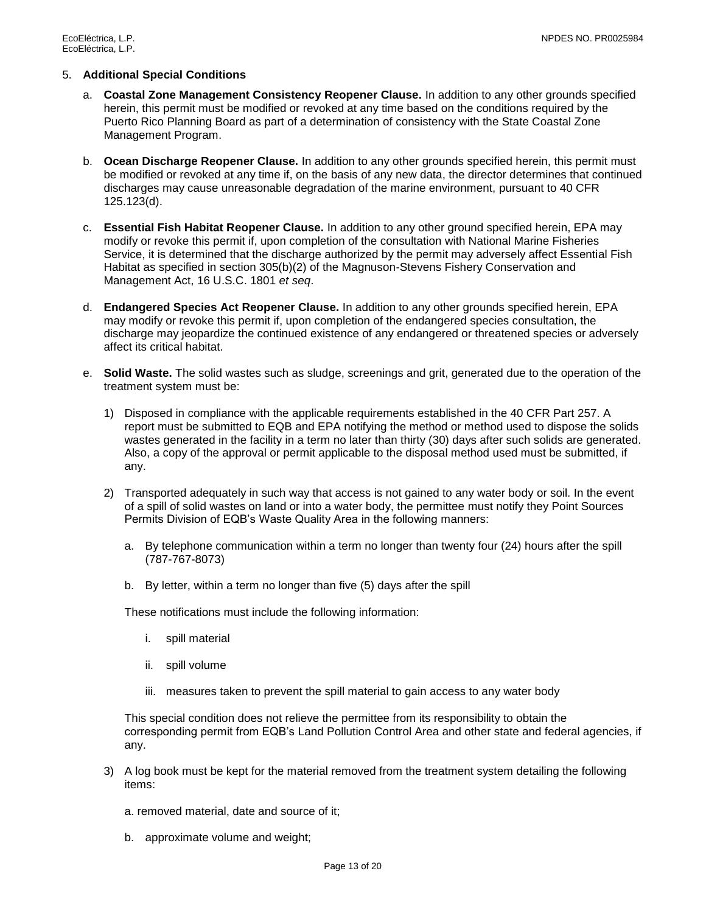5. **Additional Special Conditions**

   a. **Coastal Zone Management Consistency Reopener Clause.** In addition to any other grounds specified herein, this permit must be modified or revoked at any time based on the conditions required by the Puerto Rico Planning Board as part of a determination of consistency with the State Coastal Zone Management Program.

   b. **Ocean Discharge Reopener Clause.** In addition to any other grounds specified herein, this permit must be modified or revoked at any time if, on the basis of any new data, the director determines that continued discharges may cause unreasonable degradation of the marine environment, pursuant to 40 CFR 125.123(d).

   c. **Essential Fish Habitat Reopener Clause.** In addition to any other ground specified herein, EPA may modify or revoke this permit if, upon completion of the consultation with National Marine Fisheries Service, it is determined that the discharge authorized by the permit may adversely affect Essential Fish Habitat as specified in section 305(b)(2) of the Magnuson-Stevens Fishery Conservation and Management Act, 16 U.S.C. 1801 *et seq*.

   d. **Endangered Species Act Reopener Clause.** In addition to any other grounds specified herein, EPA may modify or revoke this permit if, upon completion of the endangered species consultation, the discharge may jeopardize the continued existence of any endangered or threatened species or adversely affect its critical habitat.

   e. **Solid Waste.** The solid wastes such as sludge, screenings and grit, generated due to the operation of the treatment system must be:

      1) Disposed in compliance with the applicable requirements established in the 40 CFR Part 257. A report must be submitted to EQB and EPA notifying the method or method used to dispose the solids wastes generated in the facility in a term no later than thirty (30) days after such solids are generated. Also, a copy of the approval or permit applicable to the disposal method used must be submitted, if any.

      2) Transported adequately in such way that access is not gained to any water body or soil. In the event of a spill of solid wastes on land or into a water body, the permittee must notify they Point Sources Permits Division of EQB's Waste Quality Area in the following manners:

         a. By telephone communication within a term no longer than twenty four (24) hours after the spill (787-767-8073)

         b. By letter, within a term no longer than five (5) days after the spill

         These notifications must include the following information:

         i. spill material

         ii. spill volume

         iii. measures taken to prevent the spill material to gain access to any water body

         This special condition does not relieve the permittee from its responsibility to obtain the corresponding permit from EQB's Land Pollution Control Area and other state and federal agencies, if any.

      3) A log book must be kept for the material removed from the treatment system detailing the following items:

         a. removed material, date and source of it;

         b. approximate volume and weight;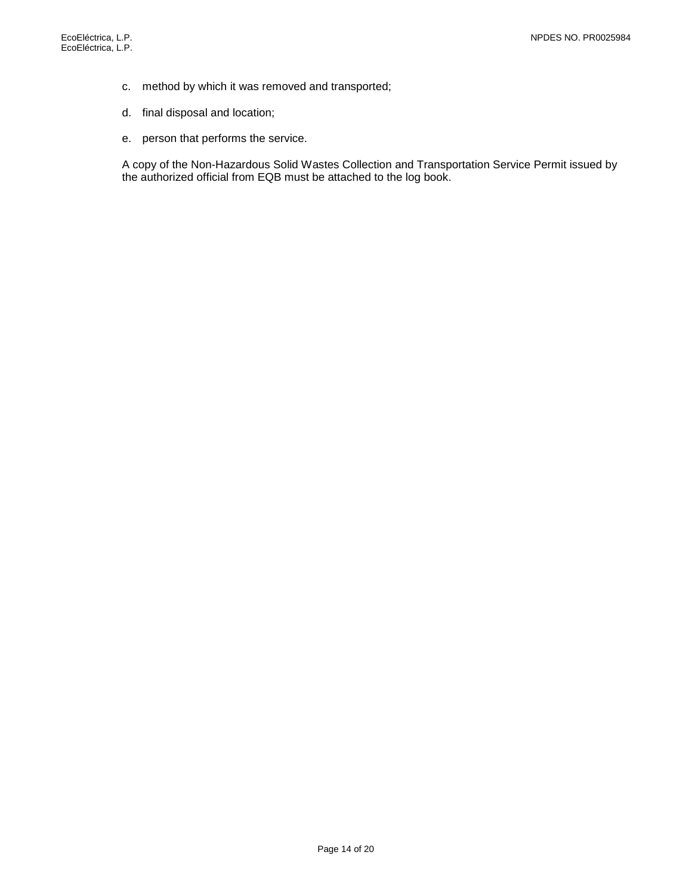c. method by which it was removed and transported;

d. final disposal and location;

e. person that performs the service.

A copy of the Non-Hazardous Solid Wastes Collection and Transportation Service Permit issued by the authorized official from EQB must be attached to the log book.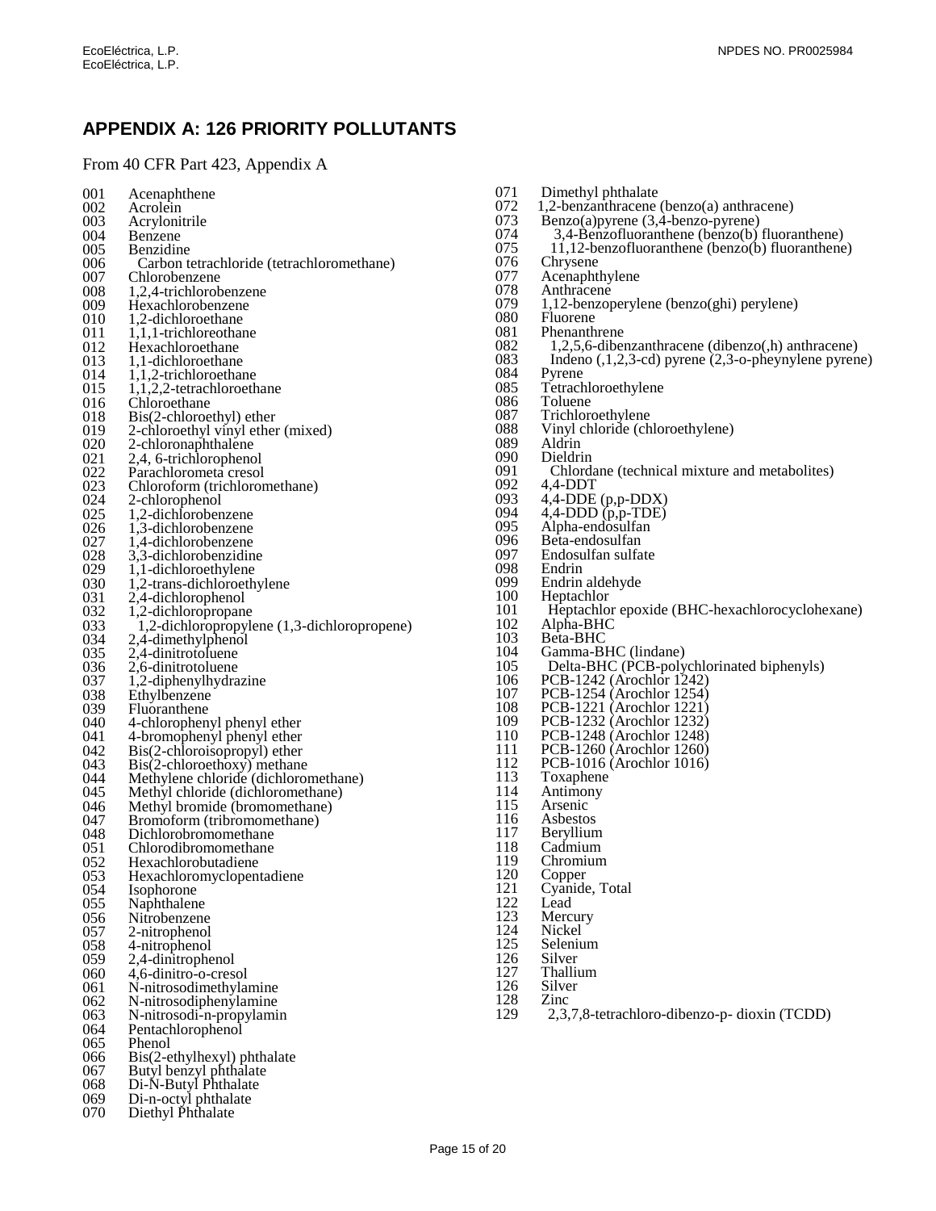## APPENDIX A: 126 PRIORITY POLLUTANTS

From 40 CFR Part 423, Appendix A

001 Acenaphthene
002 Acrolein
003 Acrylonitrile
004 Benzene
005 Benzidine
006 Carbon tetrachloride (tetrachloromethane)
007 Chlorobenzene
008 1,2,4-trichlorobenzene
009 Hexachlorobenzene
010 1,2-dichloroethane
011 1,1,1-trichloreothane
012 Hexachloroethane
013 1,1-dichloroethane
014 1,1,2-trichloroethane
015 1,1,2,2-tetrachloroethane
016 Chloroethane
018 Bis(2-chloroethyl) ether
019 2-chloroethyl vinyl ether (mixed)
020 2-chloronaphthalene
021 2,4, 6-trichlorophenol
022 Parachlorometa cresol
023 Chloroform (trichloromethane)
024 2-chlorophenol
025 1,2-dichlorobenzene
026 1,3-dichlorobenzene
027 1,4-dichlorobenzene
028 3,3-dichlorobenzidine
029 1,1-dichloroethylene
030 1,2-trans-dichloroethylene
031 2,4-dichlorophenol
032 1,2-dichloropropane
033 1,2-dichloropropylene (1,3-dichloropropene)
034 2,4-dimethylphenol
035 2,4-dinitrotoluene
036 2,6-dinitrotoluene
037 1,2-diphenylhydrazine
038 Ethylbenzene
039 Fluoranthene
040 4-chlorophenyl phenyl ether
041 4-bromophenyl phenyl ether
042 Bis(2-chloroisopropyl) ether
043 Bis(2-chloroethoxy) methane
044 Methylene chloride (dichloromethane)
045 Methyl chloride (dichloromethane)
046 Methyl bromide (bromomethane)
047 Bromoform (tribromomethane)
048 Dichlorobromomethane
051 Chlorodibromomethane
052 Hexachlorobutadiene
053 Hexachloromyclopentadiene
054 Isophorone
055 Naphthalene
056 Nitrobenzene
057 2-nitrophenol
058 4-nitrophenol
059 2,4-dinitrophenol
060 4,6-dinitro-o-cresol
061 N-nitrosodimethylamine
062 N-nitrosodiphenylamine
063 N-nitrosodi-n-propylamin
064 Pentachlorophenol
065 Phenol
066 Bis(2-ethylhexyl) phthalate
067 Butyl benzyl phthalate
068 Di-N-Butyl Phthalate
069 Di-n-octyl phthalate
070 Diethyl Phthalate
071 Dimethyl phthalate
072 1,2-benzanthracene (benzo(a) anthracene)
073 Benzo(a)pyrene (3,4-benzo-pyrene)
074 3,4-Benzofluoranthene (benzo(b) fluoranthene)
075 11,12-benzofluoranthene (benzo(b) fluoranthene)
076 Chrysene
077 Acenaphthylene
078 Anthracene
079 1,12-benzoperylene (benzo(ghi) perylene)
080 Fluorene
081 Phenanthrene
082 1,2,5,6-dibenzanthracene (dibenzo(,h) anthracene)
083 Indeno (,1,2,3-cd) pyrene (2,3-o-pheynylene pyrene)
084 Pyrene
085 Tetrachloroethylene
086 Toluene
087 Trichloroethylene
088 Vinyl chloride (chloroethylene)
089 Aldrin
090 Dieldrin
091 Chlordane (technical mixture and metabolites)
092 4,4-DDT
093 4,4-DDE (p,p-DDX)
094 4,4-DDD (p,p-TDE)
095 Alpha-endosulfan
096 Beta-endosulfan
097 Endosulfan sulfate
098 Endrin
099 Endrin aldehyde
100 Heptachlor
101 Heptachlor epoxide (BHC-hexachlorocyclohexane)
102 Alpha-BHC
103 Beta-BHC
104 Gamma-BHC (lindane)
105 Delta-BHC (PCB-polychlorinated biphenyls)
106 PCB-1242 (Arochlor 1242)
107 PCB-1254 (Arochlor 1254)
108 PCB-1221 (Arochlor 1221)
109 PCB-1232 (Arochlor 1232)
110 PCB-1248 (Arochlor 1248)
111 PCB-1260 (Arochlor 1260)
112 PCB-1016 (Arochlor 1016)
113 Toxaphene
114 Antimony
115 Arsenic
116 Asbestos
117 Beryllium
118 Cadmium
119 Chromium
120 Copper
121 Cyanide, Total
122 Lead
123 Mercury
124 Nickel
125 Selenium
126 Silver
127 Thallium
126 Silver
128 Zinc
129 2,3,7,8-tetrachloro-dibenzo-p- dioxin (TCDD)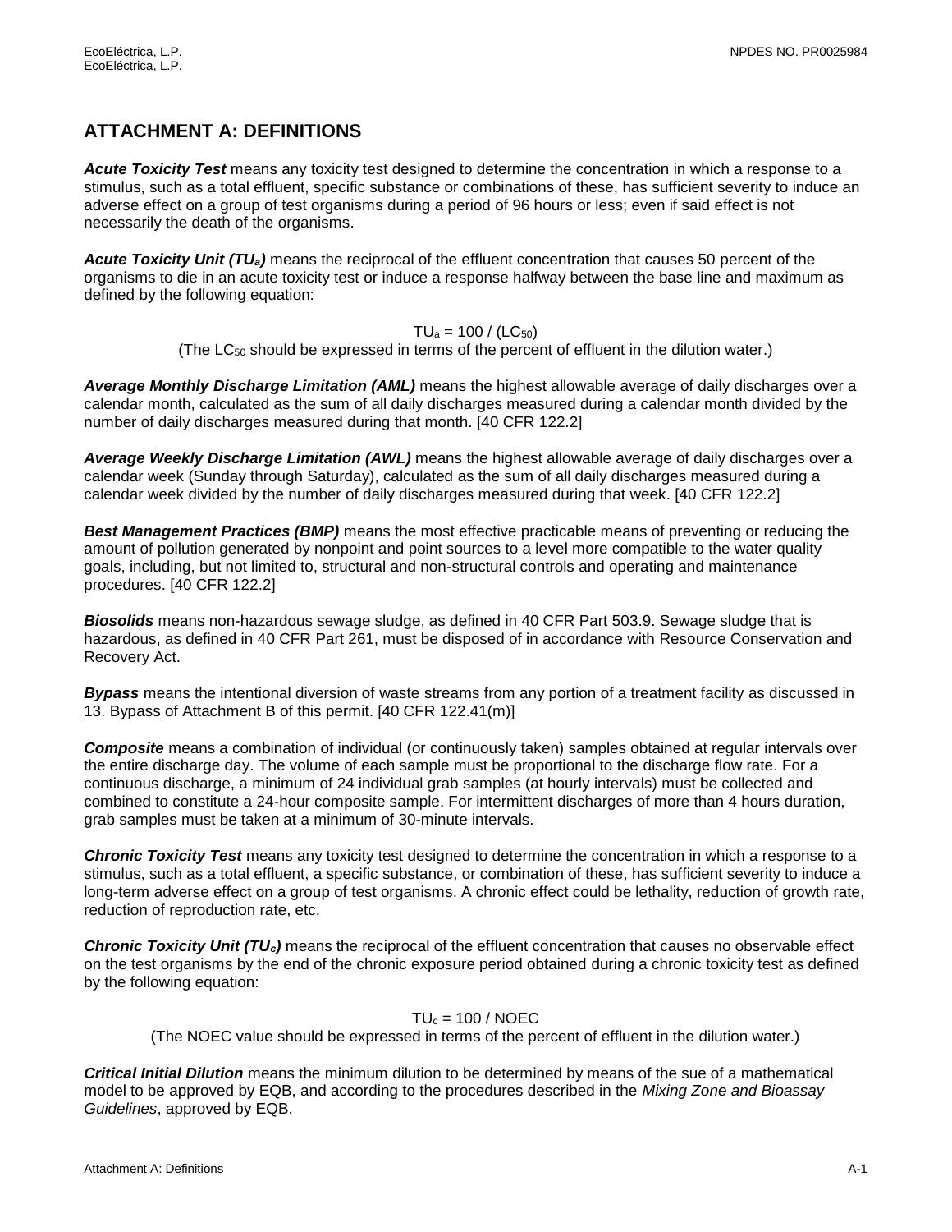## ATTACHMENT A: DEFINITIONS

***Acute Toxicity Test*** means any toxicity test designed to determine the concentration in which a response to a stimulus, such as a total effluent, specific substance or combinations of these, has sufficient severity to induce an adverse effect on a group of test organisms during a period of 96 hours or less; even if said effect is not necessarily the death of the organisms.

***Acute Toxicity Unit ($TU_a$)*** means the reciprocal of the effluent concentration that causes 50 percent of the organisms to die in an acute toxicity test or induce a response halfway between the base line and maximum as defined by the following equation:

$$TU_a = 100 / (LC_{50})$$

(The $LC_{50}$ should be expressed in terms of the percent of effluent in the dilution water.)

***Average Monthly Discharge Limitation (AML)*** means the highest allowable average of daily discharges over a calendar month, calculated as the sum of all daily discharges measured during a calendar month divided by the number of daily discharges measured during that month. [40 CFR 122.2]

***Average Weekly Discharge Limitation (AWL)*** means the highest allowable average of daily discharges over a calendar week (Sunday through Saturday), calculated as the sum of all daily discharges measured during a calendar week divided by the number of daily discharges measured during that week. [40 CFR 122.2]

***Best Management Practices (BMP)*** means the most effective practicable means of preventing or reducing the amount of pollution generated by nonpoint and point sources to a level more compatible to the water quality goals, including, but not limited to, structural and non-structural controls and operating and maintenance procedures. [40 CFR 122.2]

***Biosolids*** means non-hazardous sewage sludge, as defined in 40 CFR Part 503.9. Sewage sludge that is hazardous, as defined in 40 CFR Part 261, must be disposed of in accordance with Resource Conservation and Recovery Act.

***Bypass*** means the intentional diversion of waste streams from any portion of a treatment facility as discussed in 13. Bypass of Attachment B of this permit. [40 CFR 122.41(m)]

***Composite*** means a combination of individual (or continuously taken) samples obtained at regular intervals over the entire discharge day. The volume of each sample must be proportional to the discharge flow rate. For a continuous discharge, a minimum of 24 individual grab samples (at hourly intervals) must be collected and combined to constitute a 24-hour composite sample. For intermittent discharges of more than 4 hours duration, grab samples must be taken at a minimum of 30-minute intervals.

***Chronic Toxicity Test*** means any toxicity test designed to determine the concentration in which a response to a stimulus, such as a total effluent, a specific substance, or combination of these, has sufficient severity to induce a long-term adverse effect on a group of test organisms. A chronic effect could be lethality, reduction of growth rate, reduction of reproduction rate, etc.

***Chronic Toxicity Unit ($TU_c$)*** means the reciprocal of the effluent concentration that causes no observable effect on the test organisms by the end of the chronic exposure period obtained during a chronic toxicity test as defined by the following equation:

$$TU_c = 100 / NOEC$$

(The NOEC value should be expressed in terms of the percent of effluent in the dilution water.)

***Critical Initial Dilution*** means the minimum dilution to be determined by means of the sue of a mathematical model to be approved by EQB, and according to the procedures described in the *Mixing Zone and Bioassay Guidelines*, approved by EQB.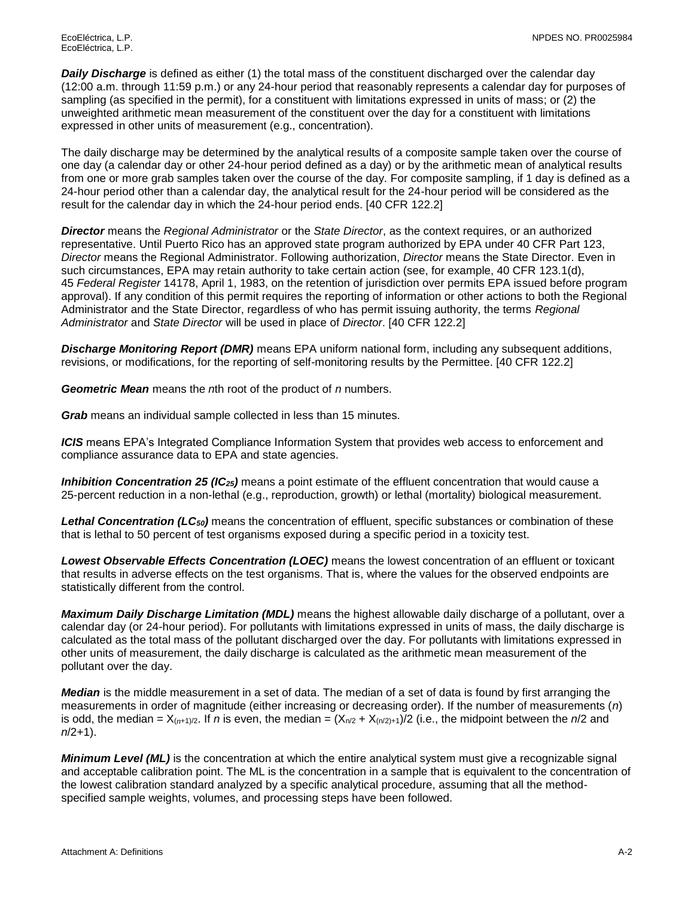***Daily Discharge*** is defined as either (1) the total mass of the constituent discharged over the calendar day (12:00 a.m. through 11:59 p.m.) or any 24-hour period that reasonably represents a calendar day for purposes of sampling (as specified in the permit), for a constituent with limitations expressed in units of mass; or (2) the unweighted arithmetic mean measurement of the constituent over the day for a constituent with limitations expressed in other units of measurement (e.g., concentration).

The daily discharge may be determined by the analytical results of a composite sample taken over the course of one day (a calendar day or other 24-hour period defined as a day) or by the arithmetic mean of analytical results from one or more grab samples taken over the course of the day. For composite sampling, if 1 day is defined as a 24-hour period other than a calendar day, the analytical result for the 24-hour period will be considered as the result for the calendar day in which the 24-hour period ends. [40 CFR 122.2]

***Director*** means the *Regional Administrator* or the *State Director*, as the context requires, or an authorized representative. Until Puerto Rico has an approved state program authorized by EPA under 40 CFR Part 123, *Director* means the Regional Administrator. Following authorization, *Director* means the State Director. Even in such circumstances, EPA may retain authority to take certain action (see, for example, 40 CFR 123.1(d), 45 *Federal Register* 14178, April 1, 1983, on the retention of jurisdiction over permits EPA issued before program approval). If any condition of this permit requires the reporting of information or other actions to both the Regional Administrator and the State Director, regardless of who has permit issuing authority, the terms *Regional Administrator* and *State Director* will be used in place of *Director*. [40 CFR 122.2]

***Discharge Monitoring Report (DMR)*** means EPA uniform national form, including any subsequent additions, revisions, or modifications, for the reporting of self-monitoring results by the Permittee. [40 CFR 122.2]

***Geometric Mean*** means the *n*th root of the product of *n* numbers.

***Grab*** means an individual sample collected in less than 15 minutes.

***ICIS*** means EPA's Integrated Compliance Information System that provides web access to enforcement and compliance assurance data to EPA and state agencies.

***Inhibition Concentration 25 ($IC_{25}$)*** means a point estimate of the effluent concentration that would cause a 25-percent reduction in a non-lethal (e.g., reproduction, growth) or lethal (mortality) biological measurement.

***Lethal Concentration ($LC_{50}$)*** means the concentration of effluent, specific substances or combination of these that is lethal to 50 percent of test organisms exposed during a specific period in a toxicity test.

***Lowest Observable Effects Concentration (LOEC)*** means the lowest concentration of an effluent or toxicant that results in adverse effects on the test organisms. That is, where the values for the observed endpoints are statistically different from the control.

***Maximum Daily Discharge Limitation (MDL)*** means the highest allowable daily discharge of a pollutant, over a calendar day (or 24-hour period). For pollutants with limitations expressed in units of mass, the daily discharge is calculated as the total mass of the pollutant discharged over the day. For pollutants with limitations expressed in other units of measurement, the daily discharge is calculated as the arithmetic mean measurement of the pollutant over the day.

***Median*** is the middle measurement in a set of data. The median of a set of data is found by first arranging the measurements in order of magnitude (either increasing or decreasing order). If the number of measurements (*n*) is odd, the median = $X_{(n+1)/2}$. If *n* is even, the median = $(X_{n/2} + X_{(n/2)+1})/2$ (i.e., the midpoint between the *n*/2 and *n*/2+1).

***Minimum Level (ML)*** is the concentration at which the entire analytical system must give a recognizable signal and acceptable calibration point. The ML is the concentration in a sample that is equivalent to the concentration of the lowest calibration standard analyzed by a specific analytical procedure, assuming that all the method-specified sample weights, volumes, and processing steps have been followed.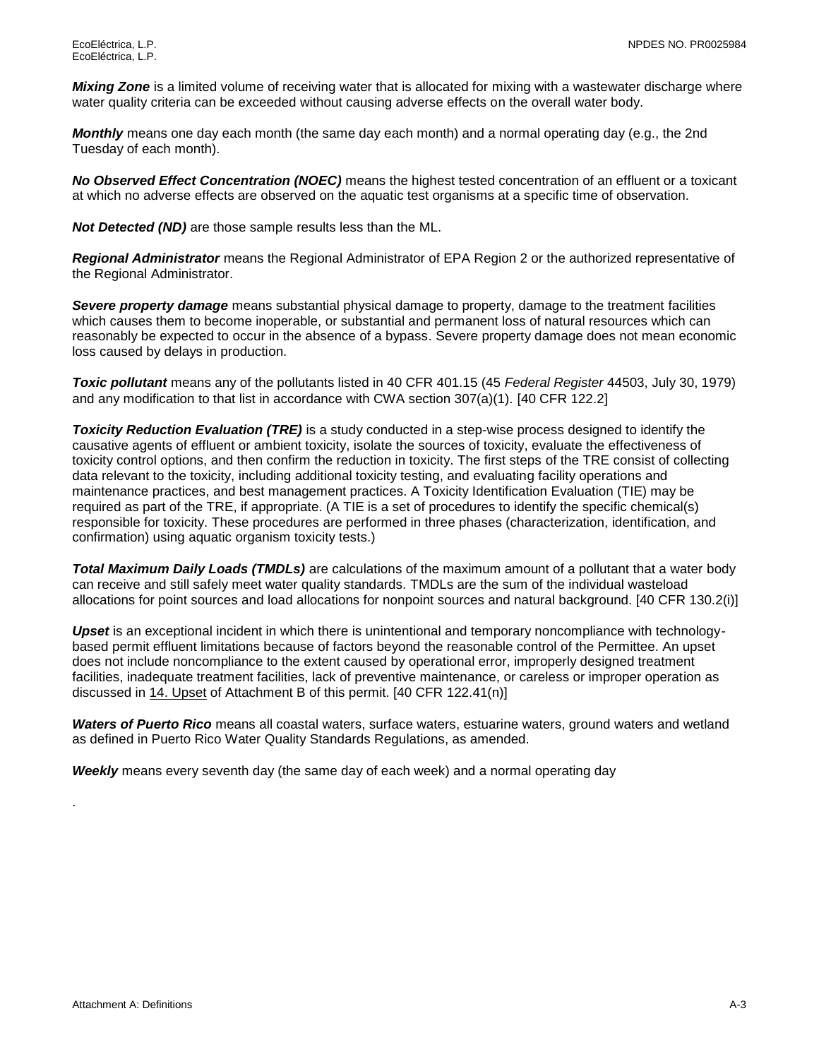***Mixing Zone*** is a limited volume of receiving water that is allocated for mixing with a wastewater discharge where water quality criteria can be exceeded without causing adverse effects on the overall water body.

***Monthly*** means one day each month (the same day each month) and a normal operating day (e.g., the 2nd Tuesday of each month).

***No Observed Effect Concentration (NOEC)*** means the highest tested concentration of an effluent or a toxicant at which no adverse effects are observed on the aquatic test organisms at a specific time of observation.

***Not Detected (ND)*** are those sample results less than the ML.

***Regional Administrator*** means the Regional Administrator of EPA Region 2 or the authorized representative of the Regional Administrator.

***Severe property damage*** means substantial physical damage to property, damage to the treatment facilities which causes them to become inoperable, or substantial and permanent loss of natural resources which can reasonably be expected to occur in the absence of a bypass. Severe property damage does not mean economic loss caused by delays in production.

***Toxic pollutant*** means any of the pollutants listed in 40 CFR 401.15 (45 *Federal Register* 44503, July 30, 1979) and any modification to that list in accordance with CWA section 307(a)(1). [40 CFR 122.2]

***Toxicity Reduction Evaluation (TRE)*** is a study conducted in a step-wise process designed to identify the causative agents of effluent or ambient toxicity, isolate the sources of toxicity, evaluate the effectiveness of toxicity control options, and then confirm the reduction in toxicity. The first steps of the TRE consist of collecting data relevant to the toxicity, including additional toxicity testing, and evaluating facility operations and maintenance practices, and best management practices. A Toxicity Identification Evaluation (TIE) may be required as part of the TRE, if appropriate. (A TIE is a set of procedures to identify the specific chemical(s) responsible for toxicity. These procedures are performed in three phases (characterization, identification, and confirmation) using aquatic organism toxicity tests.)

***Total Maximum Daily Loads (TMDLs)*** are calculations of the maximum amount of a pollutant that a water body can receive and still safely meet water quality standards. TMDLs are the sum of the individual wasteload allocations for point sources and load allocations for nonpoint sources and natural background. [40 CFR 130.2(i)]

***Upset*** is an exceptional incident in which there is unintentional and temporary noncompliance with technology-based permit effluent limitations because of factors beyond the reasonable control of the Permittee. An upset does not include noncompliance to the extent caused by operational error, improperly designed treatment facilities, inadequate treatment facilities, lack of preventive maintenance, or careless or improper operation as discussed in 14. Upset of Attachment B of this permit. [40 CFR 122.41(n)]

***Waters of Puerto Rico*** means all coastal waters, surface waters, estuarine waters, ground waters and wetland as defined in Puerto Rico Water Quality Standards Regulations, as amended.

***Weekly*** means every seventh day (the same day of each week) and a normal operating day

.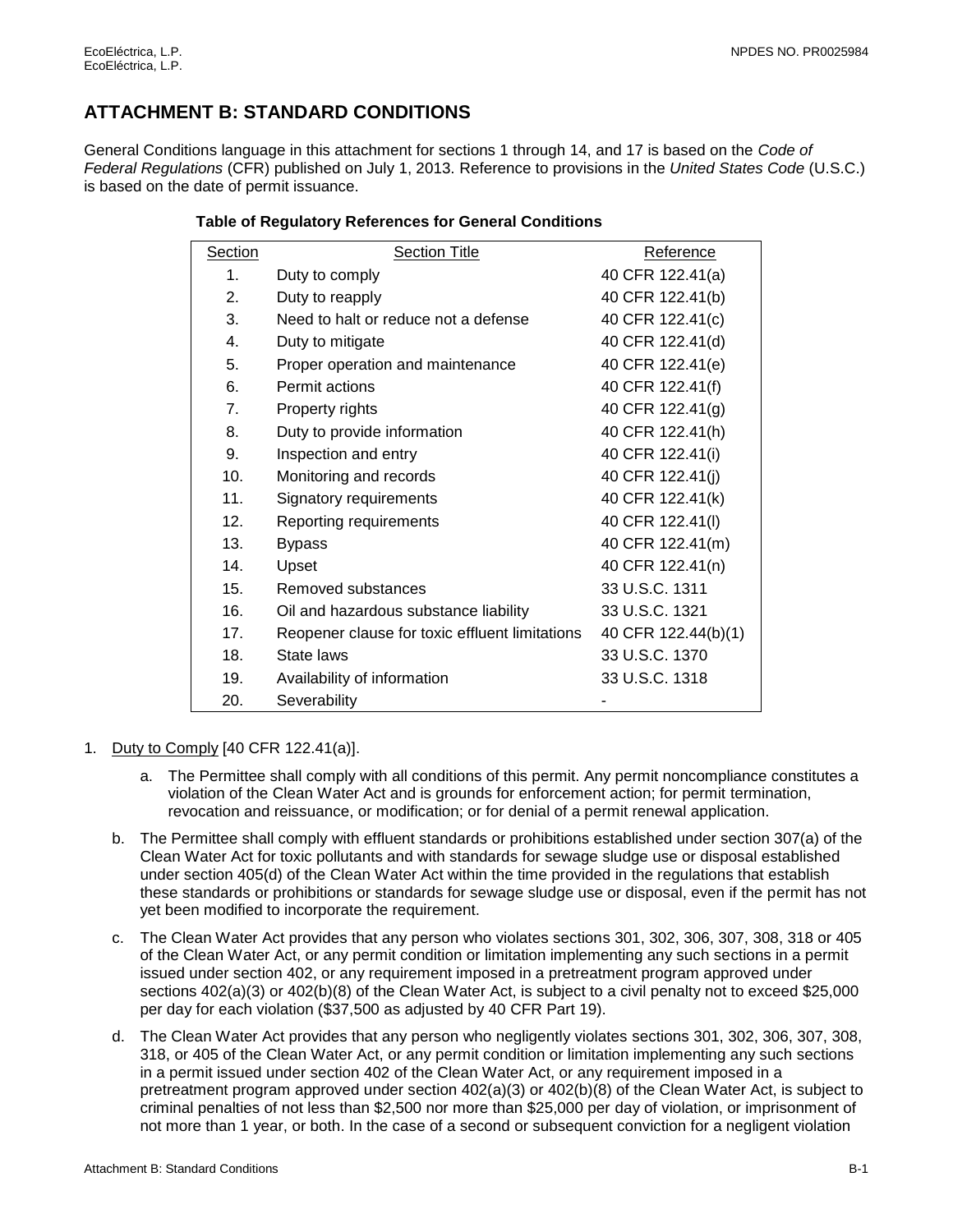# ATTACHMENT B: STANDARD CONDITIONS

General Conditions language in this attachment for sections 1 through 14, and 17 is based on the *Code of Federal Regulations* (CFR) published on July 1, 2013. Reference to provisions in the *United States Code* (U.S.C.) is based on the date of permit issuance.

**Table of Regulatory References for General Conditions**

| Section | Section Title | Reference |
|---|---|---|
| 1. | Duty to comply | 40 CFR 122.41(a) |
| 2. | Duty to reapply | 40 CFR 122.41(b) |
| 3. | Need to halt or reduce not a defense | 40 CFR 122.41(c) |
| 4. | Duty to mitigate | 40 CFR 122.41(d) |
| 5. | Proper operation and maintenance | 40 CFR 122.41(e) |
| 6. | Permit actions | 40 CFR 122.41(f) |
| 7. | Property rights | 40 CFR 122.41(g) |
| 8. | Duty to provide information | 40 CFR 122.41(h) |
| 9. | Inspection and entry | 40 CFR 122.41(i) |
| 10. | Monitoring and records | 40 CFR 122.41(j) |
| 11. | Signatory requirements | 40 CFR 122.41(k) |
| 12. | Reporting requirements | 40 CFR 122.41(l) |
| 13. | Bypass | 40 CFR 122.41(m) |
| 14. | Upset | 40 CFR 122.41(n) |
| 15. | Removed substances | 33 U.S.C. 1311 |
| 16. | Oil and hazardous substance liability | 33 U.S.C. 1321 |
| 17. | Reopener clause for toxic effluent limitations | 40 CFR 122.44(b)(1) |
| 18. | State laws | 33 U.S.C. 1370 |
| 19. | Availability of information | 33 U.S.C. 1318 |
| 20. | Severability | - |

1. Duty to Comply [40 CFR 122.41(a)].

   a. The Permittee shall comply with all conditions of this permit. Any permit noncompliance constitutes a violation of the Clean Water Act and is grounds for enforcement action; for permit termination, revocation and reissuance, or modification; or for denial of a permit renewal application.

   b. The Permittee shall comply with effluent standards or prohibitions established under section 307(a) of the Clean Water Act for toxic pollutants and with standards for sewage sludge use or disposal established under section 405(d) of the Clean Water Act within the time provided in the regulations that establish these standards or prohibitions or standards for sewage sludge use or disposal, even if the permit has not yet been modified to incorporate the requirement.

   c. The Clean Water Act provides that any person who violates sections 301, 302, 306, 307, 308, 318 or 405 of the Clean Water Act, or any permit condition or limitation implementing any such sections in a permit issued under section 402, or any requirement imposed in a pretreatment program approved under sections 402(a)(3) or 402(b)(8) of the Clean Water Act, is subject to a civil penalty not to exceed $25,000 per day for each violation ($37,500 as adjusted by 40 CFR Part 19).

   d. The Clean Water Act provides that any person who negligently violates sections 301, 302, 306, 307, 308, 318, or 405 of the Clean Water Act, or any permit condition or limitation implementing any such sections in a permit issued under section 402 of the Clean Water Act, or any requirement imposed in a pretreatment program approved under section 402(a)(3) or 402(b)(8) of the Clean Water Act, is subject to criminal penalties of not less than $2,500 nor more than $25,000 per day of violation, or imprisonment of not more than 1 year, or both. In the case of a second or subsequent conviction for a negligent violation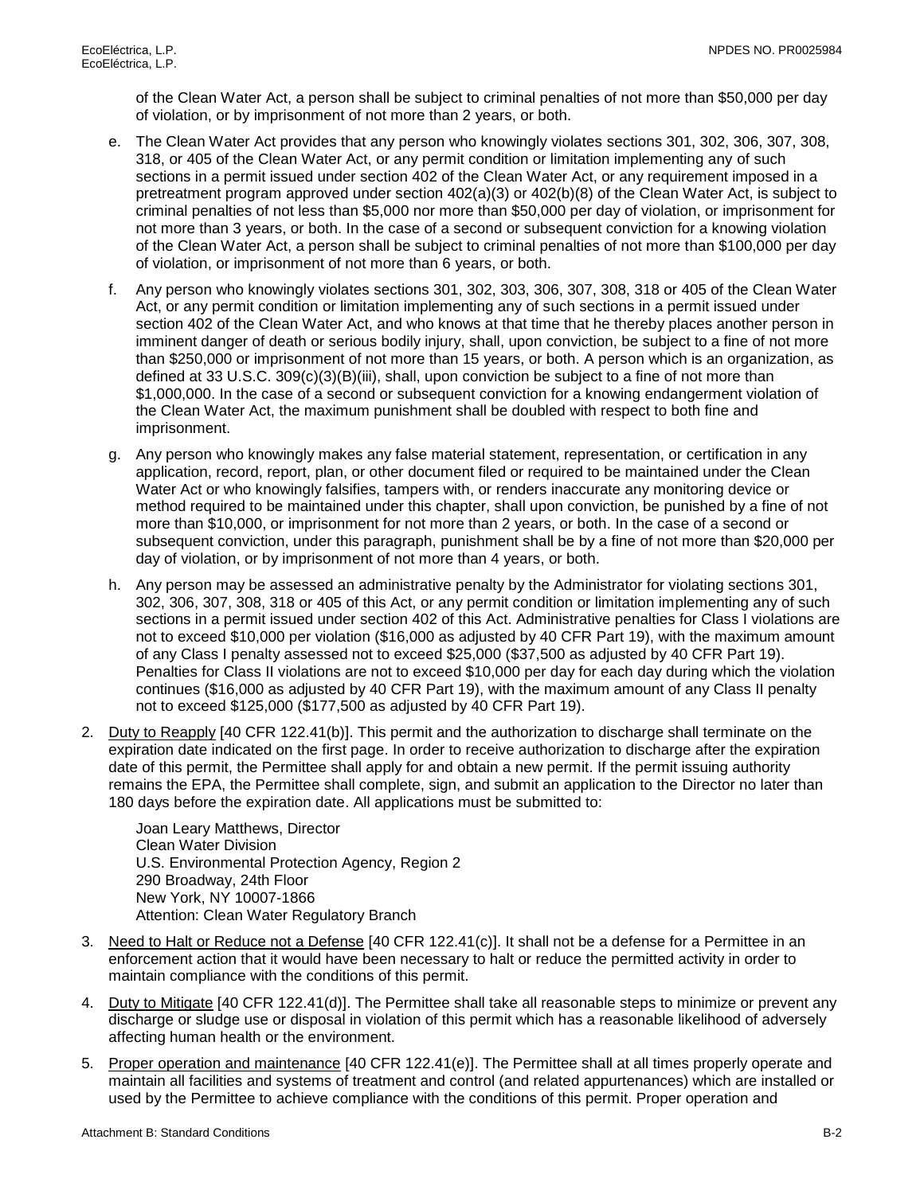of the Clean Water Act, a person shall be subject to criminal penalties of not more than $50,000 per day of violation, or by imprisonment of not more than 2 years, or both.

e. The Clean Water Act provides that any person who knowingly violates sections 301, 302, 306, 307, 308, 318, or 405 of the Clean Water Act, or any permit condition or limitation implementing any of such sections in a permit issued under section 402 of the Clean Water Act, or any requirement imposed in a pretreatment program approved under section 402(a)(3) or 402(b)(8) of the Clean Water Act, is subject to criminal penalties of not less than $5,000 nor more than $50,000 per day of violation, or imprisonment for not more than 3 years, or both. In the case of a second or subsequent conviction for a knowing violation of the Clean Water Act, a person shall be subject to criminal penalties of not more than $100,000 per day of violation, or imprisonment of not more than 6 years, or both.

f. Any person who knowingly violates sections 301, 302, 303, 306, 307, 308, 318 or 405 of the Clean Water Act, or any permit condition or limitation implementing any of such sections in a permit issued under section 402 of the Clean Water Act, and who knows at that time that he thereby places another person in imminent danger of death or serious bodily injury, shall, upon conviction, be subject to a fine of not more than $250,000 or imprisonment of not more than 15 years, or both. A person which is an organization, as defined at 33 U.S.C. 309(c)(3)(B)(iii), shall, upon conviction be subject to a fine of not more than $1,000,000. In the case of a second or subsequent conviction for a knowing endangerment violation of the Clean Water Act, the maximum punishment shall be doubled with respect to both fine and imprisonment.

g. Any person who knowingly makes any false material statement, representation, or certification in any application, record, report, plan, or other document filed or required to be maintained under the Clean Water Act or who knowingly falsifies, tampers with, or renders inaccurate any monitoring device or method required to be maintained under this chapter, shall upon conviction, be punished by a fine of not more than $10,000, or imprisonment for not more than 2 years, or both. In the case of a second or subsequent conviction, under this paragraph, punishment shall be by a fine of not more than $20,000 per day of violation, or by imprisonment of not more than 4 years, or both.

h. Any person may be assessed an administrative penalty by the Administrator for violating sections 301, 302, 306, 307, 308, 318 or 405 of this Act, or any permit condition or limitation implementing any of such sections in a permit issued under section 402 of this Act. Administrative penalties for Class I violations are not to exceed $10,000 per violation ($16,000 as adjusted by 40 CFR Part 19), with the maximum amount of any Class I penalty assessed not to exceed $25,000 ($37,500 as adjusted by 40 CFR Part 19). Penalties for Class II violations are not to exceed $10,000 per day for each day during which the violation continues ($16,000 as adjusted by 40 CFR Part 19), with the maximum amount of any Class II penalty not to exceed $125,000 ($177,500 as adjusted by 40 CFR Part 19).

2. Duty to Reapply [40 CFR 122.41(b)]. This permit and the authorization to discharge shall terminate on the expiration date indicated on the first page. In order to receive authorization to discharge after the expiration date of this permit, the Permittee shall apply for and obtain a new permit. If the permit issuing authority remains the EPA, the Permittee shall complete, sign, and submit an application to the Director no later than 180 days before the expiration date. All applications must be submitted to:

   Joan Leary Matthews, Director
   Clean Water Division
   U.S. Environmental Protection Agency, Region 2
   290 Broadway, 24th Floor
   New York, NY 10007-1866
   Attention: Clean Water Regulatory Branch

3. Need to Halt or Reduce not a Defense [40 CFR 122.41(c)]. It shall not be a defense for a Permittee in an enforcement action that it would have been necessary to halt or reduce the permitted activity in order to maintain compliance with the conditions of this permit.

4. Duty to Mitigate [40 CFR 122.41(d)]. The Permittee shall take all reasonable steps to minimize or prevent any discharge or sludge use or disposal in violation of this permit which has a reasonable likelihood of adversely affecting human health or the environment.

5. Proper operation and maintenance [40 CFR 122.41(e)]. The Permittee shall at all times properly operate and maintain all facilities and systems of treatment and control (and related appurtenances) which are installed or used by the Permittee to achieve compliance with the conditions of this permit. Proper operation and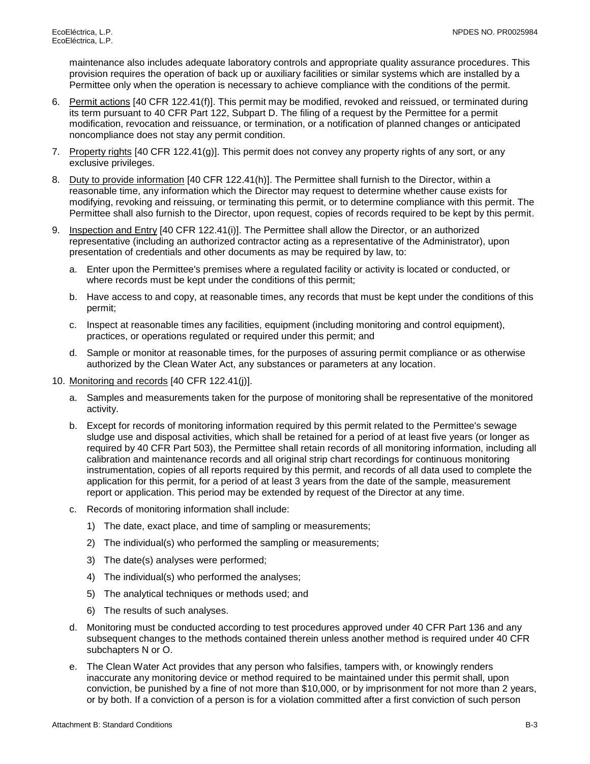maintenance also includes adequate laboratory controls and appropriate quality assurance procedures. This provision requires the operation of back up or auxiliary facilities or similar systems which are installed by a Permittee only when the operation is necessary to achieve compliance with the conditions of the permit.

6. Permit actions [40 CFR 122.41(f)]. This permit may be modified, revoked and reissued, or terminated during its term pursuant to 40 CFR Part 122, Subpart D. The filing of a request by the Permittee for a permit modification, revocation and reissuance, or termination, or a notification of planned changes or anticipated noncompliance does not stay any permit condition.

7. Property rights [40 CFR 122.41(g)]. This permit does not convey any property rights of any sort, or any exclusive privileges.

8. Duty to provide information [40 CFR 122.41(h)]. The Permittee shall furnish to the Director, within a reasonable time, any information which the Director may request to determine whether cause exists for modifying, revoking and reissuing, or terminating this permit, or to determine compliance with this permit. The Permittee shall also furnish to the Director, upon request, copies of records required to be kept by this permit.

9. Inspection and Entry [40 CFR 122.41(i)]. The Permittee shall allow the Director, or an authorized representative (including an authorized contractor acting as a representative of the Administrator), upon presentation of credentials and other documents as may be required by law, to:

   a. Enter upon the Permittee's premises where a regulated facility or activity is located or conducted, or where records must be kept under the conditions of this permit;

   b. Have access to and copy, at reasonable times, any records that must be kept under the conditions of this permit;

   c. Inspect at reasonable times any facilities, equipment (including monitoring and control equipment), practices, or operations regulated or required under this permit; and

   d. Sample or monitor at reasonable times, for the purposes of assuring permit compliance or as otherwise authorized by the Clean Water Act, any substances or parameters at any location.

10. Monitoring and records [40 CFR 122.41(j)].

    a. Samples and measurements taken for the purpose of monitoring shall be representative of the monitored activity.

    b. Except for records of monitoring information required by this permit related to the Permittee's sewage sludge use and disposal activities, which shall be retained for a period of at least five years (or longer as required by 40 CFR Part 503), the Permittee shall retain records of all monitoring information, including all calibration and maintenance records and all original strip chart recordings for continuous monitoring instrumentation, copies of all reports required by this permit, and records of all data used to complete the application for this permit, for a period of at least 3 years from the date of the sample, measurement report or application. This period may be extended by request of the Director at any time.

    c. Records of monitoring information shall include:

       1) The date, exact place, and time of sampling or measurements;

       2) The individual(s) who performed the sampling or measurements;

       3) The date(s) analyses were performed;

       4) The individual(s) who performed the analyses;

       5) The analytical techniques or methods used; and

       6) The results of such analyses.

    d. Monitoring must be conducted according to test procedures approved under 40 CFR Part 136 and any subsequent changes to the methods contained therein unless another method is required under 40 CFR subchapters N or O.

    e. The Clean Water Act provides that any person who falsifies, tampers with, or knowingly renders inaccurate any monitoring device or method required to be maintained under this permit shall, upon conviction, be punished by a fine of not more than $10,000, or by imprisonment for not more than 2 years, or by both. If a conviction of a person is for a violation committed after a first conviction of such person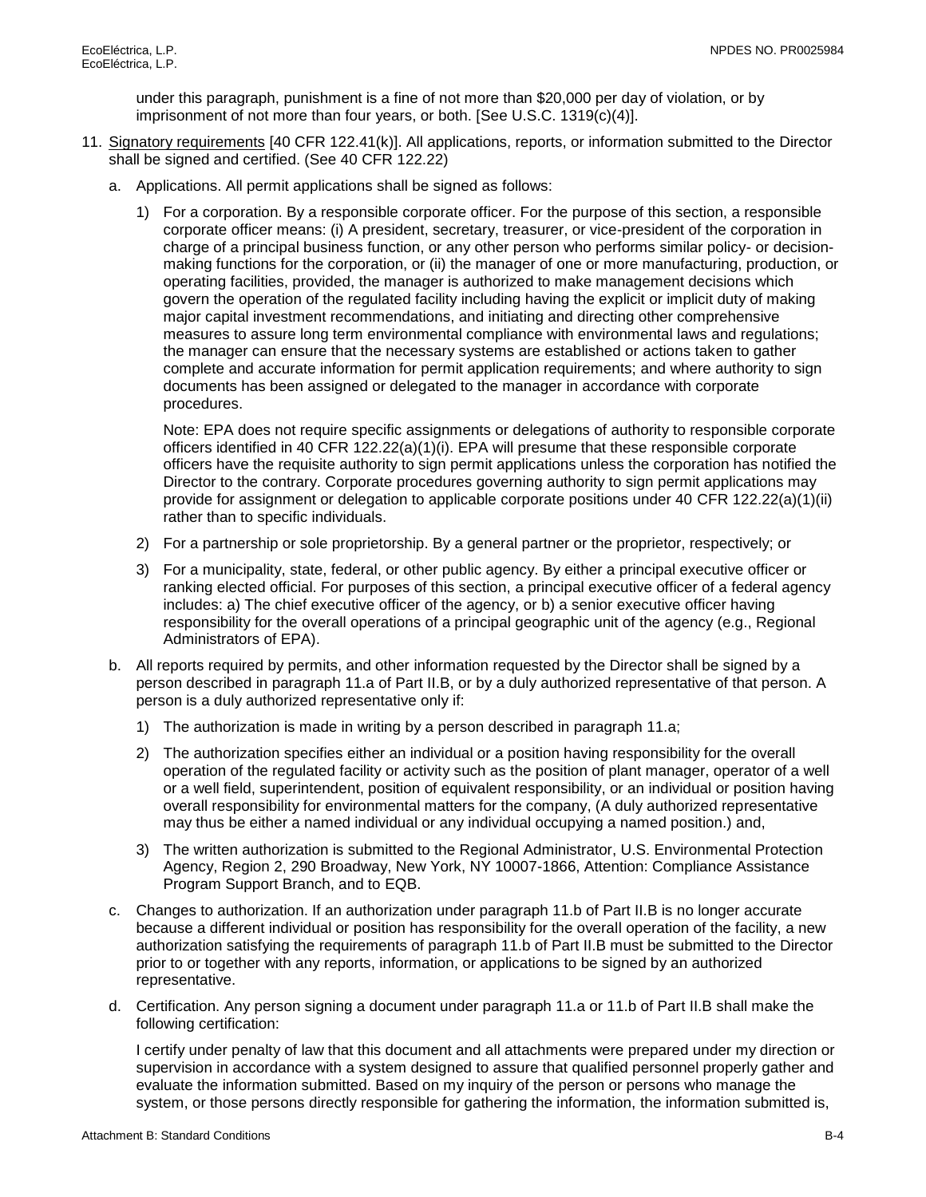under this paragraph, punishment is a fine of not more than $20,000 per day of violation, or by imprisonment of not more than four years, or both. [See U.S.C. 1319(c)(4)].

11. Signatory requirements [40 CFR 122.41(k)]. All applications, reports, or information submitted to the Director shall be signed and certified. (See 40 CFR 122.22)

    a. Applications. All permit applications shall be signed as follows:

        1) For a corporation. By a responsible corporate officer. For the purpose of this section, a responsible corporate officer means: (i) A president, secretary, treasurer, or vice-president of the corporation in charge of a principal business function, or any other person who performs similar policy- or decision-making functions for the corporation, or (ii) the manager of one or more manufacturing, production, or operating facilities, provided, the manager is authorized to make management decisions which govern the operation of the regulated facility including having the explicit or implicit duty of making major capital investment recommendations, and initiating and directing other comprehensive measures to assure long term environmental compliance with environmental laws and regulations; the manager can ensure that the necessary systems are established or actions taken to gather complete and accurate information for permit application requirements; and where authority to sign documents has been assigned or delegated to the manager in accordance with corporate procedures.

           Note: EPA does not require specific assignments or delegations of authority to responsible corporate officers identified in 40 CFR 122.22(a)(1)(i). EPA will presume that these responsible corporate officers have the requisite authority to sign permit applications unless the corporation has notified the Director to the contrary. Corporate procedures governing authority to sign permit applications may provide for assignment or delegation to applicable corporate positions under 40 CFR 122.22(a)(1)(ii) rather than to specific individuals.

        2) For a partnership or sole proprietorship. By a general partner or the proprietor, respectively; or

        3) For a municipality, state, federal, or other public agency. By either a principal executive officer or ranking elected official. For purposes of this section, a principal executive officer of a federal agency includes: a) The chief executive officer of the agency, or b) a senior executive officer having responsibility for the overall operations of a principal geographic unit of the agency (e.g., Regional Administrators of EPA).

    b. All reports required by permits, and other information requested by the Director shall be signed by a person described in paragraph 11.a of Part II.B, or by a duly authorized representative of that person. A person is a duly authorized representative only if:

        1) The authorization is made in writing by a person described in paragraph 11.a;

        2) The authorization specifies either an individual or a position having responsibility for the overall operation of the regulated facility or activity such as the position of plant manager, operator of a well or a well field, superintendent, position of equivalent responsibility, or an individual or position having overall responsibility for environmental matters for the company, (A duly authorized representative may thus be either a named individual or any individual occupying a named position.) and,

        3) The written authorization is submitted to the Regional Administrator, U.S. Environmental Protection Agency, Region 2, 290 Broadway, New York, NY 10007-1866, Attention: Compliance Assistance Program Support Branch, and to EQB.

    c. Changes to authorization. If an authorization under paragraph 11.b of Part II.B is no longer accurate because a different individual or position has responsibility for the overall operation of the facility, a new authorization satisfying the requirements of paragraph 11.b of Part II.B must be submitted to the Director prior to or together with any reports, information, or applications to be signed by an authorized representative.

    d. Certification. Any person signing a document under paragraph 11.a or 11.b of Part II.B shall make the following certification:

       I certify under penalty of law that this document and all attachments were prepared under my direction or supervision in accordance with a system designed to assure that qualified personnel properly gather and evaluate the information submitted. Based on my inquiry of the person or persons who manage the system, or those persons directly responsible for gathering the information, the information submitted is,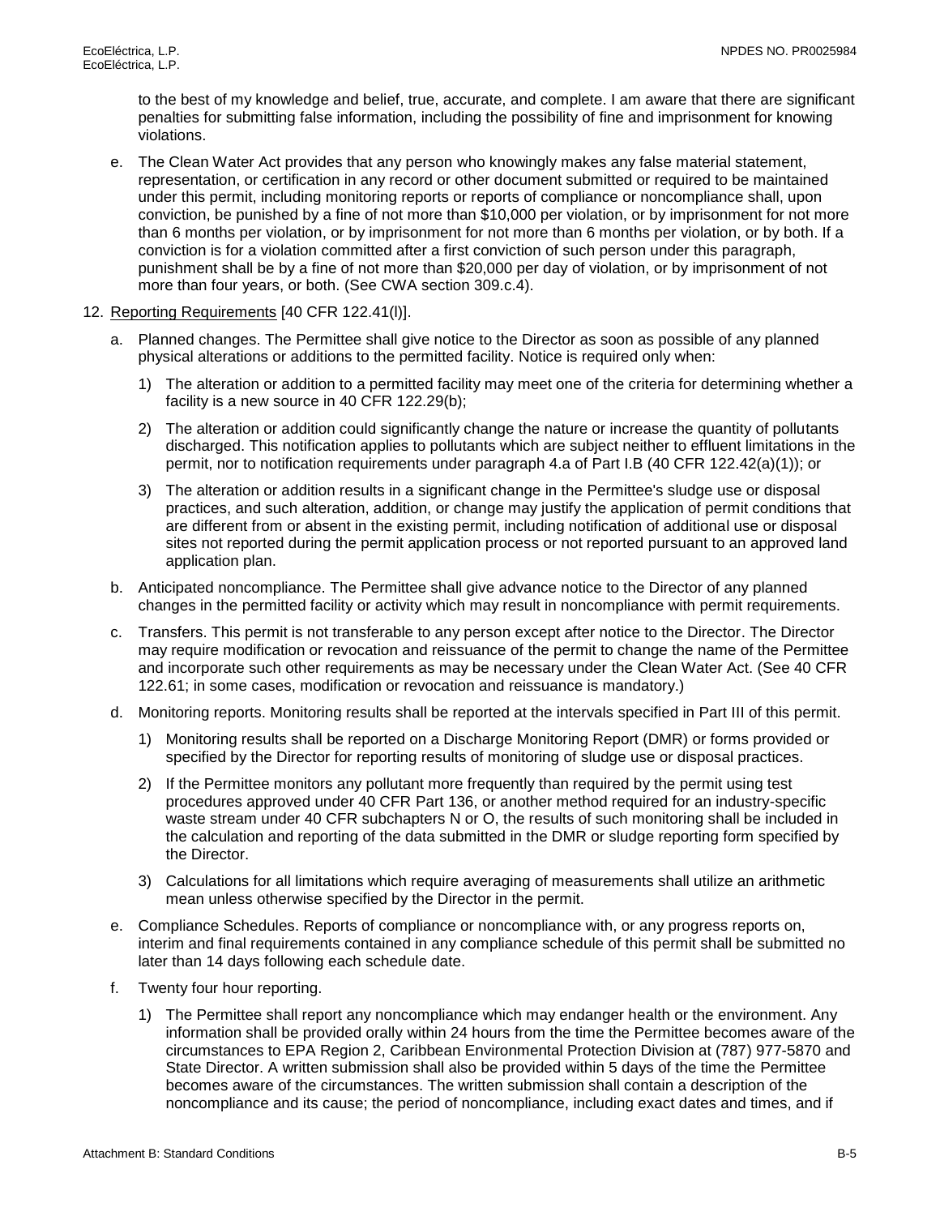to the best of my knowledge and belief, true, accurate, and complete. I am aware that there are significant penalties for submitting false information, including the possibility of fine and imprisonment for knowing violations.

e. The Clean Water Act provides that any person who knowingly makes any false material statement, representation, or certification in any record or other document submitted or required to be maintained under this permit, including monitoring reports or reports of compliance or noncompliance shall, upon conviction, be punished by a fine of not more than $10,000 per violation, or by imprisonment for not more than 6 months per violation, or by imprisonment for not more than 6 months per violation, or by both. If a conviction is for a violation committed after a first conviction of such person under this paragraph, punishment shall be by a fine of not more than $20,000 per day of violation, or by imprisonment of not more than four years, or both. (See CWA section 309.c.4).

12. Reporting Requirements [40 CFR 122.41(l)].

   a. Planned changes. The Permittee shall give notice to the Director as soon as possible of any planned physical alterations or additions to the permitted facility. Notice is required only when:

      1) The alteration or addition to a permitted facility may meet one of the criteria for determining whether a facility is a new source in 40 CFR 122.29(b);

      2) The alteration or addition could significantly change the nature or increase the quantity of pollutants discharged. This notification applies to pollutants which are subject neither to effluent limitations in the permit, nor to notification requirements under paragraph 4.a of Part I.B (40 CFR 122.42(a)(1)); or

      3) The alteration or addition results in a significant change in the Permittee's sludge use or disposal practices, and such alteration, addition, or change may justify the application of permit conditions that are different from or absent in the existing permit, including notification of additional use or disposal sites not reported during the permit application process or not reported pursuant to an approved land application plan.

   b. Anticipated noncompliance. The Permittee shall give advance notice to the Director of any planned changes in the permitted facility or activity which may result in noncompliance with permit requirements.

   c. Transfers. This permit is not transferable to any person except after notice to the Director. The Director may require modification or revocation and reissuance of the permit to change the name of the Permittee and incorporate such other requirements as may be necessary under the Clean Water Act. (See 40 CFR 122.61; in some cases, modification or revocation and reissuance is mandatory.)

   d. Monitoring reports. Monitoring results shall be reported at the intervals specified in Part III of this permit.

      1) Monitoring results shall be reported on a Discharge Monitoring Report (DMR) or forms provided or specified by the Director for reporting results of monitoring of sludge use or disposal practices.

      2) If the Permittee monitors any pollutant more frequently than required by the permit using test procedures approved under 40 CFR Part 136, or another method required for an industry-specific waste stream under 40 CFR subchapters N or O, the results of such monitoring shall be included in the calculation and reporting of the data submitted in the DMR or sludge reporting form specified by the Director.

      3) Calculations for all limitations which require averaging of measurements shall utilize an arithmetic mean unless otherwise specified by the Director in the permit.

   e. Compliance Schedules. Reports of compliance or noncompliance with, or any progress reports on, interim and final requirements contained in any compliance schedule of this permit shall be submitted no later than 14 days following each schedule date.

   f. Twenty four hour reporting.

      1) The Permittee shall report any noncompliance which may endanger health or the environment. Any information shall be provided orally within 24 hours from the time the Permittee becomes aware of the circumstances to EPA Region 2, Caribbean Environmental Protection Division at (787) 977-5870 and State Director. A written submission shall also be provided within 5 days of the time the Permittee becomes aware of the circumstances. The written submission shall contain a description of the noncompliance and its cause; the period of noncompliance, including exact dates and times, and if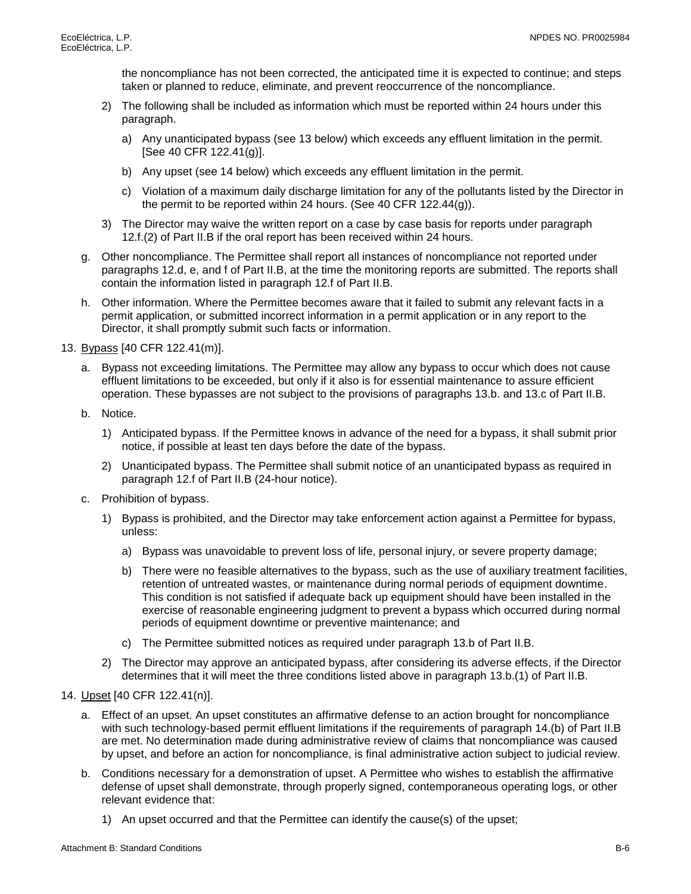the noncompliance has not been corrected, the anticipated time it is expected to continue; and steps taken or planned to reduce, eliminate, and prevent reoccurrence of the noncompliance.

2) The following shall be included as information which must be reported within 24 hours under this paragraph.

   a) Any unanticipated bypass (see 13 below) which exceeds any effluent limitation in the permit. [See 40 CFR 122.41(g)].

   b) Any upset (see 14 below) which exceeds any effluent limitation in the permit.

   c) Violation of a maximum daily discharge limitation for any of the pollutants listed by the Director in the permit to be reported within 24 hours. (See 40 CFR 122.44(g)).

3) The Director may waive the written report on a case by case basis for reports under paragraph 12.f.(2) of Part II.B if the oral report has been received within 24 hours.

g. Other noncompliance. The Permittee shall report all instances of noncompliance not reported under paragraphs 12.d, e, and f of Part II.B, at the time the monitoring reports are submitted. The reports shall contain the information listed in paragraph 12.f of Part II.B.

h. Other information. Where the Permittee becomes aware that it failed to submit any relevant facts in a permit application, or submitted incorrect information in a permit application or in any report to the Director, it shall promptly submit such facts or information.

13. Bypass [40 CFR 122.41(m)].

a. Bypass not exceeding limitations. The Permittee may allow any bypass to occur which does not cause effluent limitations to be exceeded, but only if it also is for essential maintenance to assure efficient operation. These bypasses are not subject to the provisions of paragraphs 13.b. and 13.c of Part II.B.

b. Notice.

   1) Anticipated bypass. If the Permittee knows in advance of the need for a bypass, it shall submit prior notice, if possible at least ten days before the date of the bypass.

   2) Unanticipated bypass. The Permittee shall submit notice of an unanticipated bypass as required in paragraph 12.f of Part II.B (24-hour notice).

c. Prohibition of bypass.

   1) Bypass is prohibited, and the Director may take enforcement action against a Permittee for bypass, unless:

      a) Bypass was unavoidable to prevent loss of life, personal injury, or severe property damage;

      b) There were no feasible alternatives to the bypass, such as the use of auxiliary treatment facilities, retention of untreated wastes, or maintenance during normal periods of equipment downtime. This condition is not satisfied if adequate back up equipment should have been installed in the exercise of reasonable engineering judgment to prevent a bypass which occurred during normal periods of equipment downtime or preventive maintenance; and

      c) The Permittee submitted notices as required under paragraph 13.b of Part II.B.

   2) The Director may approve an anticipated bypass, after considering its adverse effects, if the Director determines that it will meet the three conditions listed above in paragraph 13.b.(1) of Part II.B.

14. Upset [40 CFR 122.41(n)].

a. Effect of an upset. An upset constitutes an affirmative defense to an action brought for noncompliance with such technology-based permit effluent limitations if the requirements of paragraph 14.(b) of Part II.B are met. No determination made during administrative review of claims that noncompliance was caused by upset, and before an action for noncompliance, is final administrative action subject to judicial review.

b. Conditions necessary for a demonstration of upset. A Permittee who wishes to establish the affirmative defense of upset shall demonstrate, through properly signed, contemporaneous operating logs, or other relevant evidence that:

   1) An upset occurred and that the Permittee can identify the cause(s) of the upset;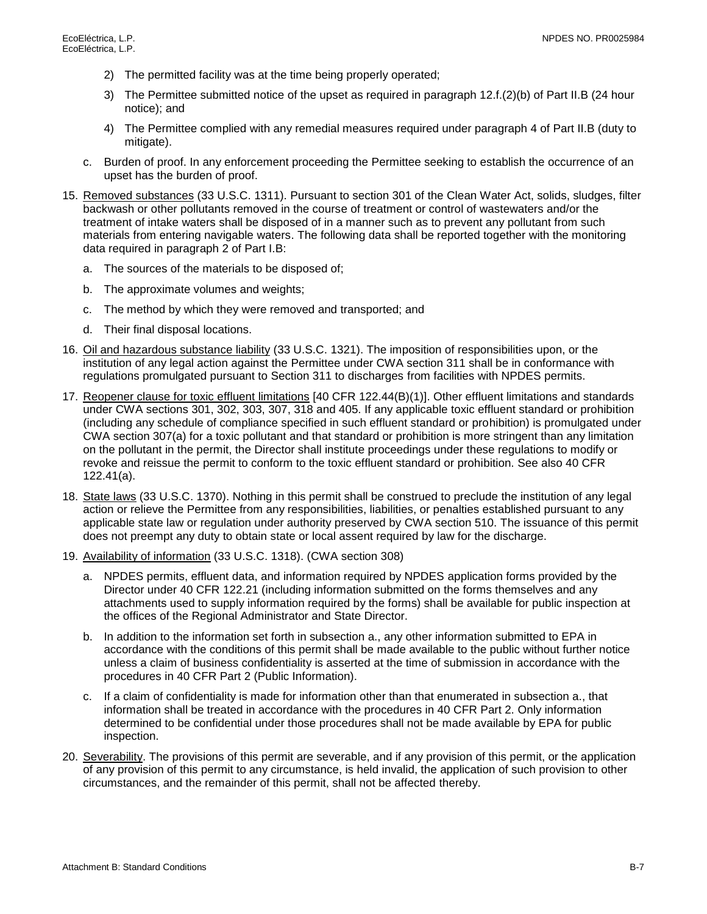2) The permitted facility was at the time being properly operated;

3) The Permittee submitted notice of the upset as required in paragraph 12.f.(2)(b) of Part II.B (24 hour notice); and

4) The Permittee complied with any remedial measures required under paragraph 4 of Part II.B (duty to mitigate).

c. Burden of proof. In any enforcement proceeding the Permittee seeking to establish the occurrence of an upset has the burden of proof.

15. Removed substances (33 U.S.C. 1311). Pursuant to section 301 of the Clean Water Act, solids, sludges, filter backwash or other pollutants removed in the course of treatment or control of wastewaters and/or the treatment of intake waters shall be disposed of in a manner such as to prevent any pollutant from such materials from entering navigable waters. The following data shall be reported together with the monitoring data required in paragraph 2 of Part I.B:

   a. The sources of the materials to be disposed of;

   b. The approximate volumes and weights;

   c. The method by which they were removed and transported; and

   d. Their final disposal locations.

16. Oil and hazardous substance liability (33 U.S.C. 1321). The imposition of responsibilities upon, or the institution of any legal action against the Permittee under CWA section 311 shall be in conformance with regulations promulgated pursuant to Section 311 to discharges from facilities with NPDES permits.

17. Reopener clause for toxic effluent limitations [40 CFR 122.44(B)(1)]. Other effluent limitations and standards under CWA sections 301, 302, 303, 307, 318 and 405. If any applicable toxic effluent standard or prohibition (including any schedule of compliance specified in such effluent standard or prohibition) is promulgated under CWA section 307(a) for a toxic pollutant and that standard or prohibition is more stringent than any limitation on the pollutant in the permit, the Director shall institute proceedings under these regulations to modify or revoke and reissue the permit to conform to the toxic effluent standard or prohibition. See also 40 CFR 122.41(a).

18. State laws (33 U.S.C. 1370). Nothing in this permit shall be construed to preclude the institution of any legal action or relieve the Permittee from any responsibilities, liabilities, or penalties established pursuant to any applicable state law or regulation under authority preserved by CWA section 510. The issuance of this permit does not preempt any duty to obtain state or local assent required by law for the discharge.

19. Availability of information (33 U.S.C. 1318). (CWA section 308)

   a. NPDES permits, effluent data, and information required by NPDES application forms provided by the Director under 40 CFR 122.21 (including information submitted on the forms themselves and any attachments used to supply information required by the forms) shall be available for public inspection at the offices of the Regional Administrator and State Director.

   b. In addition to the information set forth in subsection a., any other information submitted to EPA in accordance with the conditions of this permit shall be made available to the public without further notice unless a claim of business confidentiality is asserted at the time of submission in accordance with the procedures in 40 CFR Part 2 (Public Information).

   c. If a claim of confidentiality is made for information other than that enumerated in subsection a., that information shall be treated in accordance with the procedures in 40 CFR Part 2. Only information determined to be confidential under those procedures shall not be made available by EPA for public inspection.

20. Severability. The provisions of this permit are severable, and if any provision of this permit, or the application of any provision of this permit to any circumstance, is held invalid, the application of such provision to other circumstances, and the remainder of this permit, shall not be affected thereby.